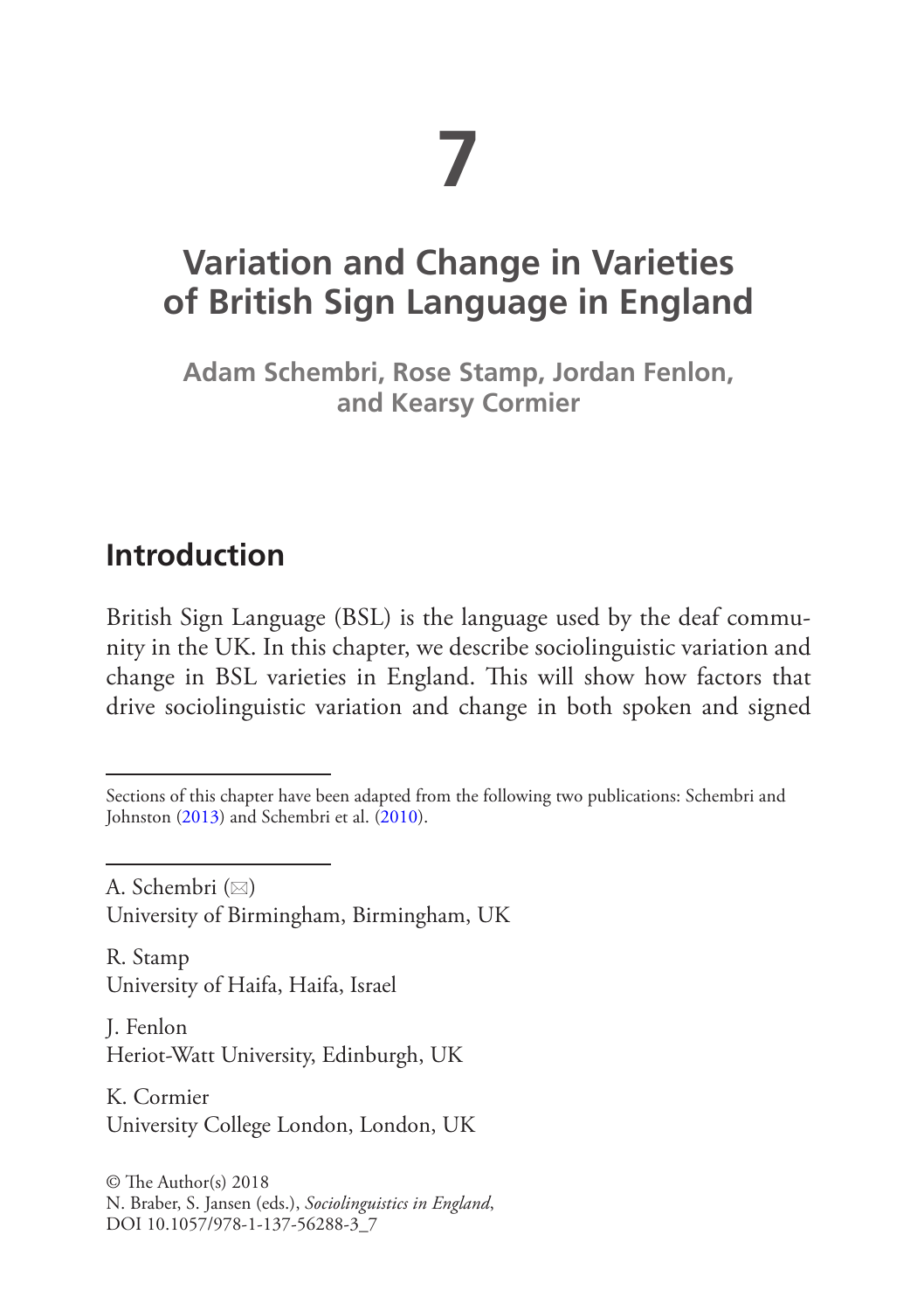# 7

# Variation and Change in Varieties of British Sign Language in England

**Adam Schembri, Rose Stamp, Jordan Fenlon, and Kearsy Cormier**

## Introduction

British Sign Language (BSL) is the language used by the deaf community in the UK. In this chapter, we describe sociolinguistic variation and change in BSL varieties in England. This will show how factors that drive sociolinguistic variation and change in both spoken and signed

---

Sections of this chapter have been adapted from the following two publications: Schembri and Johnston (2013) and Schembri et al. (2010).

---

A. Schembri (✉)
University of Birmingham, Birmingham, UK

R. Stamp
University of Haifa, Haifa, Israel

J. Fenlon
Heriot-Watt University, Edinburgh, UK

K. Cormier
University College London, London, UK

© The Author(s) 2018
N. Braber, S. Jansen (eds.), *Sociolinguistics in England*,
DOI 10.1057/978-1-137-56288-3_7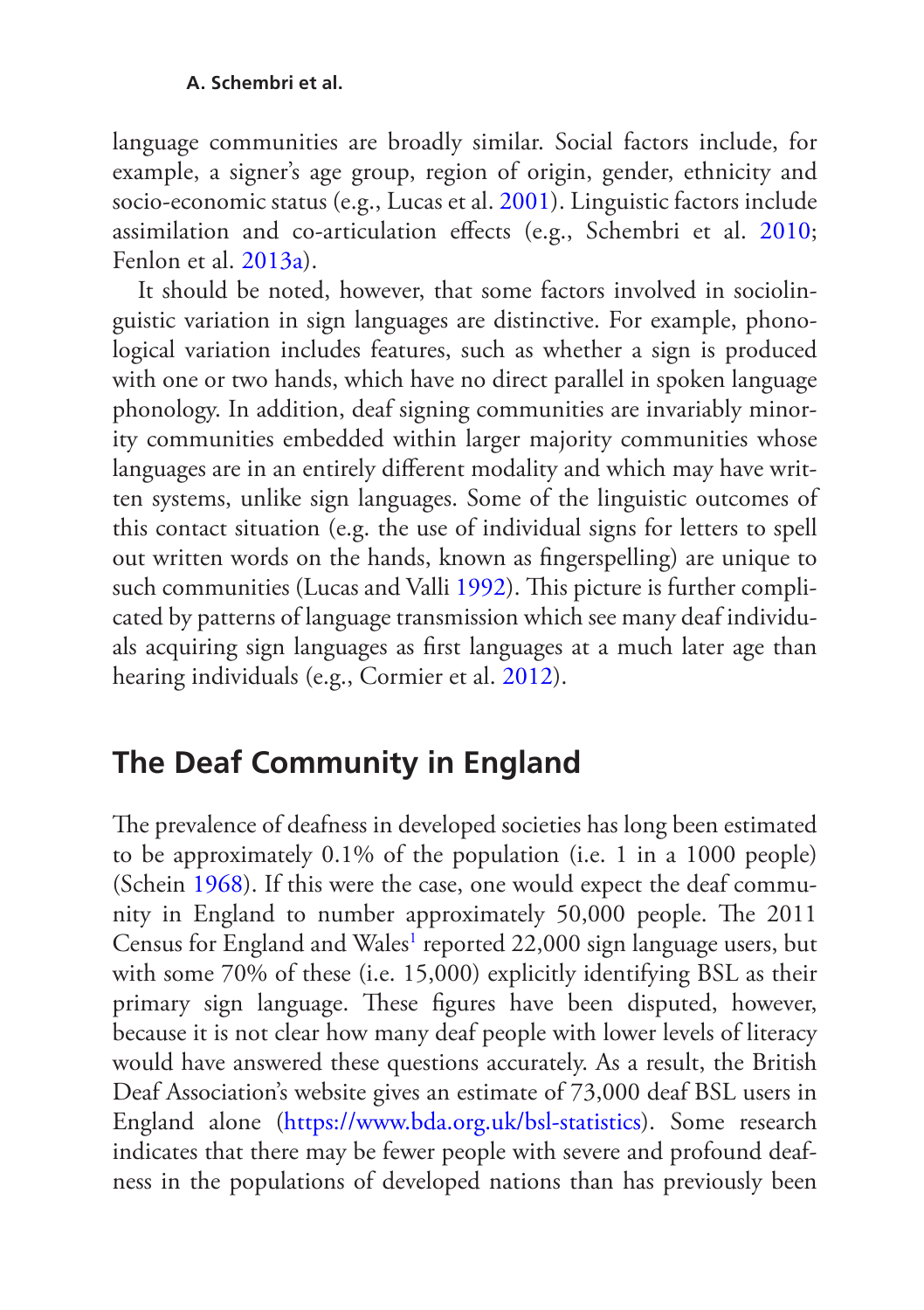language communities are broadly similar. Social factors include, for example, a signer's age group, region of origin, gender, ethnicity and socio-economic status (e.g., Lucas et al. 2001). Linguistic factors include assimilation and co-articulation effects (e.g., Schembri et al. 2010; Fenlon et al. 2013a).

It should be noted, however, that some factors involved in sociolinguistic variation in sign languages are distinctive. For example, phonological variation includes features, such as whether a sign is produced with one or two hands, which have no direct parallel in spoken language phonology. In addition, deaf signing communities are invariably minority communities embedded within larger majority communities whose languages are in an entirely different modality and which may have written systems, unlike sign languages. Some of the linguistic outcomes of this contact situation (e.g. the use of individual signs for letters to spell out written words on the hands, known as fingerspelling) are unique to such communities (Lucas and Valli 1992). This picture is further complicated by patterns of language transmission which see many deaf individuals acquiring sign languages as first languages at a much later age than hearing individuals (e.g., Cormier et al. 2012).

## The Deaf Community in England

The prevalence of deafness in developed societies has long been estimated to be approximately 0.1% of the population (i.e. 1 in a 1000 people) (Schein 1968). If this were the case, one would expect the deaf community in England to number approximately 50,000 people. The 2011 Census for England and Wales[1] reported 22,000 sign language users, but with some 70% of these (i.e. 15,000) explicitly identifying BSL as their primary sign language. These figures have been disputed, however, because it is not clear how many deaf people with lower levels of literacy would have answered these questions accurately. As a result, the British Deaf Association's website gives an estimate of 73,000 deaf BSL users in England alone (https://www.bda.org.uk/bsl-statistics). Some research indicates that there may be fewer people with severe and profound deafness in the populations of developed nations than has previously been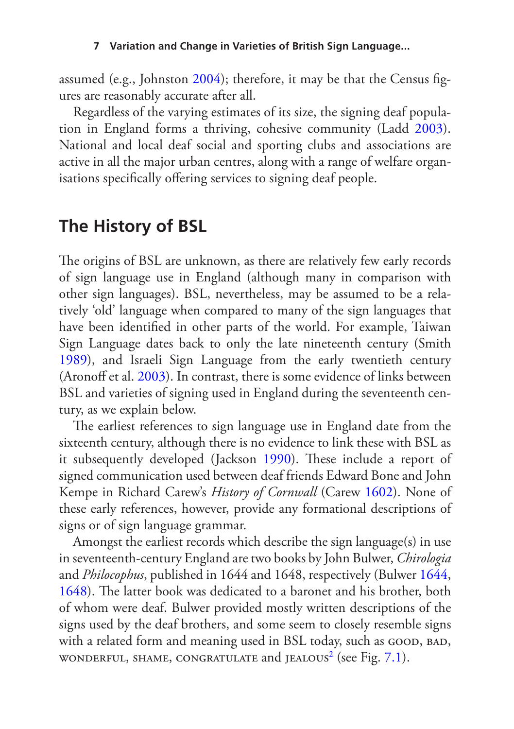assumed (e.g., Johnston 2004); therefore, it may be that the Census figures are reasonably accurate after all.

Regardless of the varying estimates of its size, the signing deaf population in England forms a thriving, cohesive community (Ladd 2003). National and local deaf social and sporting clubs and associations are active in all the major urban centres, along with a range of welfare organisations specifically offering services to signing deaf people.

## The History of BSL

The origins of BSL are unknown, as there are relatively few early records of sign language use in England (although many in comparison with other sign languages). BSL, nevertheless, may be assumed to be a relatively 'old' language when compared to many of the sign languages that have been identified in other parts of the world. For example, Taiwan Sign Language dates back to only the late nineteenth century (Smith 1989), and Israeli Sign Language from the early twentieth century (Aronoff et al. 2003). In contrast, there is some evidence of links between BSL and varieties of signing used in England during the seventeenth century, as we explain below.

The earliest references to sign language use in England date from the sixteenth century, although there is no evidence to link these with BSL as it subsequently developed (Jackson 1990). These include a report of signed communication used between deaf friends Edward Bone and John Kempe in Richard Carew's *History of Cornwall* (Carew 1602). None of these early references, however, provide any formational descriptions of signs or of sign language grammar.

Amongst the earliest records which describe the sign language(s) in use in seventeenth-century England are two books by John Bulwer, *Chirologia* and *Philocophus*, published in 1644 and 1648, respectively (Bulwer 1644, 1648). The latter book was dedicated to a baronet and his brother, both of whom were deaf. Bulwer provided mostly written descriptions of the signs used by the deaf brothers, and some seem to closely resemble signs with a related form and meaning used in BSL today, such as GOOD, BAD, WONDERFUL, SHAME, CONGRATULATE and JEALOUS[2] (see Fig. 7.1).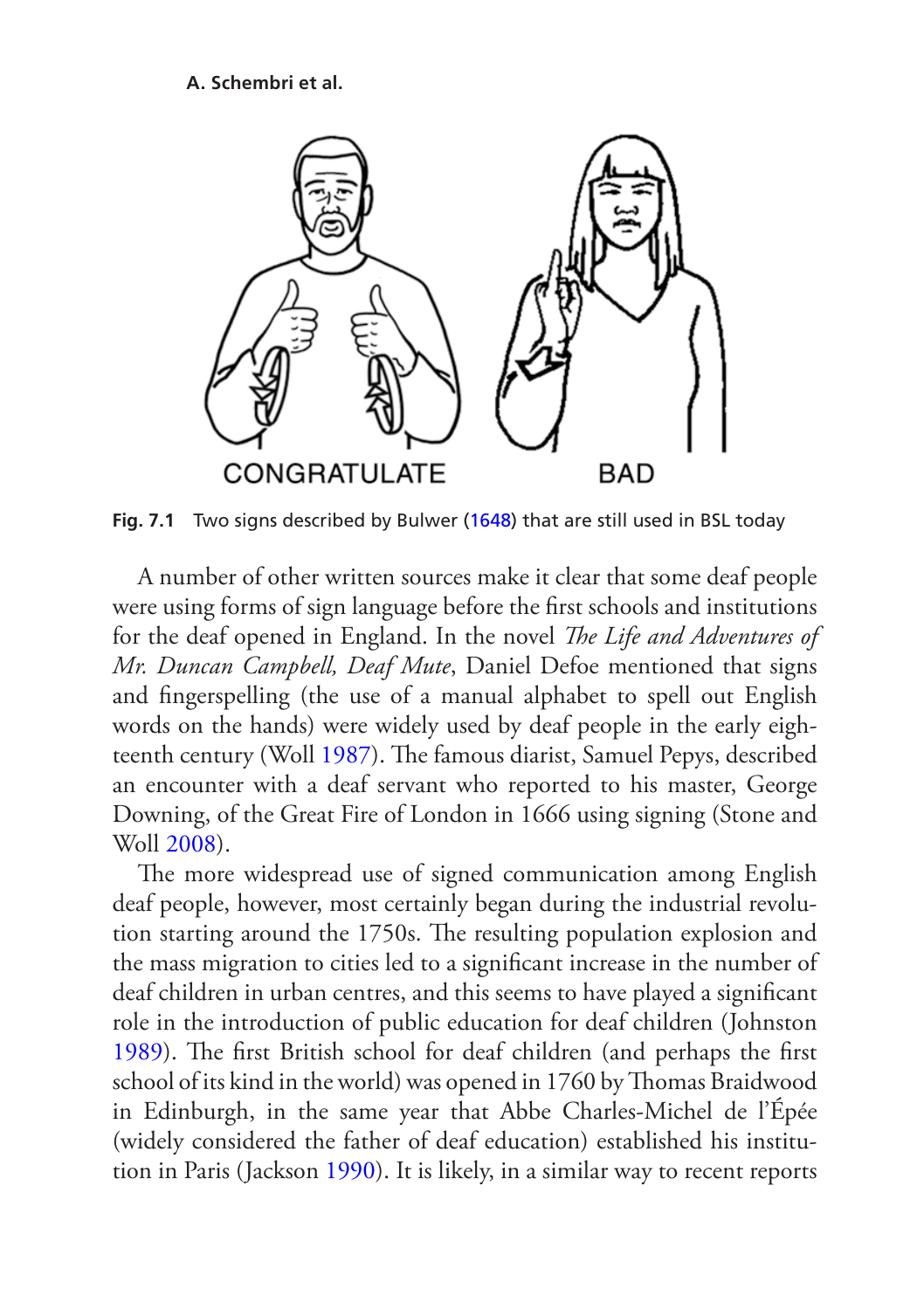Fig. 7.1 Two signs described by Bulwer (1648) that are still used in BSL today

A number of other written sources make it clear that some deaf people were using forms of sign language before the first schools and institutions for the deaf opened in England. In the novel *The Life and Adventures of Mr. Duncan Campbell, Deaf Mute*, Daniel Defoe mentioned that signs and fingerspelling (the use of a manual alphabet to spell out English words on the hands) were widely used by deaf people in the early eighteenth century (Woll 1987). The famous diarist, Samuel Pepys, described an encounter with a deaf servant who reported to his master, George Downing, of the Great Fire of London in 1666 using signing (Stone and Woll 2008).

The more widespread use of signed communication among English deaf people, however, most certainly began during the industrial revolution starting around the 1750s. The resulting population explosion and the mass migration to cities led to a significant increase in the number of deaf children in urban centres, and this seems to have played a significant role in the introduction of public education for deaf children (Johnston 1989). The first British school for deaf children (and perhaps the first school of its kind in the world) was opened in 1760 by Thomas Braidwood in Edinburgh, in the same year that Abbe Charles-Michel de l'Épée (widely considered the father of deaf education) established his institution in Paris (Jackson 1990). It is likely, in a similar way to recent reports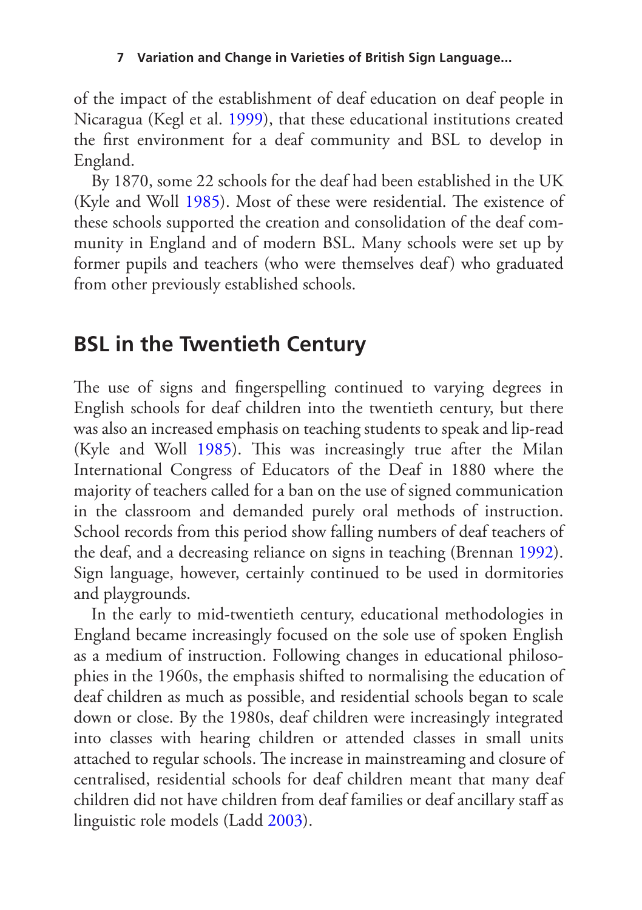of the impact of the establishment of deaf education on deaf people in Nicaragua (Kegl et al. 1999), that these educational institutions created the first environment for a deaf community and BSL to develop in England.

By 1870, some 22 schools for the deaf had been established in the UK (Kyle and Woll 1985). Most of these were residential. The existence of these schools supported the creation and consolidation of the deaf community in England and of modern BSL. Many schools were set up by former pupils and teachers (who were themselves deaf) who graduated from other previously established schools.

## BSL in the Twentieth Century

The use of signs and fingerspelling continued to varying degrees in English schools for deaf children into the twentieth century, but there was also an increased emphasis on teaching students to speak and lip-read (Kyle and Woll 1985). This was increasingly true after the Milan International Congress of Educators of the Deaf in 1880 where the majority of teachers called for a ban on the use of signed communication in the classroom and demanded purely oral methods of instruction. School records from this period show falling numbers of deaf teachers of the deaf, and a decreasing reliance on signs in teaching (Brennan 1992). Sign language, however, certainly continued to be used in dormitories and playgrounds.

In the early to mid-twentieth century, educational methodologies in England became increasingly focused on the sole use of spoken English as a medium of instruction. Following changes in educational philosophies in the 1960s, the emphasis shifted to normalising the education of deaf children as much as possible, and residential schools began to scale down or close. By the 1980s, deaf children were increasingly integrated into classes with hearing children or attended classes in small units attached to regular schools. The increase in mainstreaming and closure of centralised, residential schools for deaf children meant that many deaf children did not have children from deaf families or deaf ancillary staff as linguistic role models (Ladd 2003).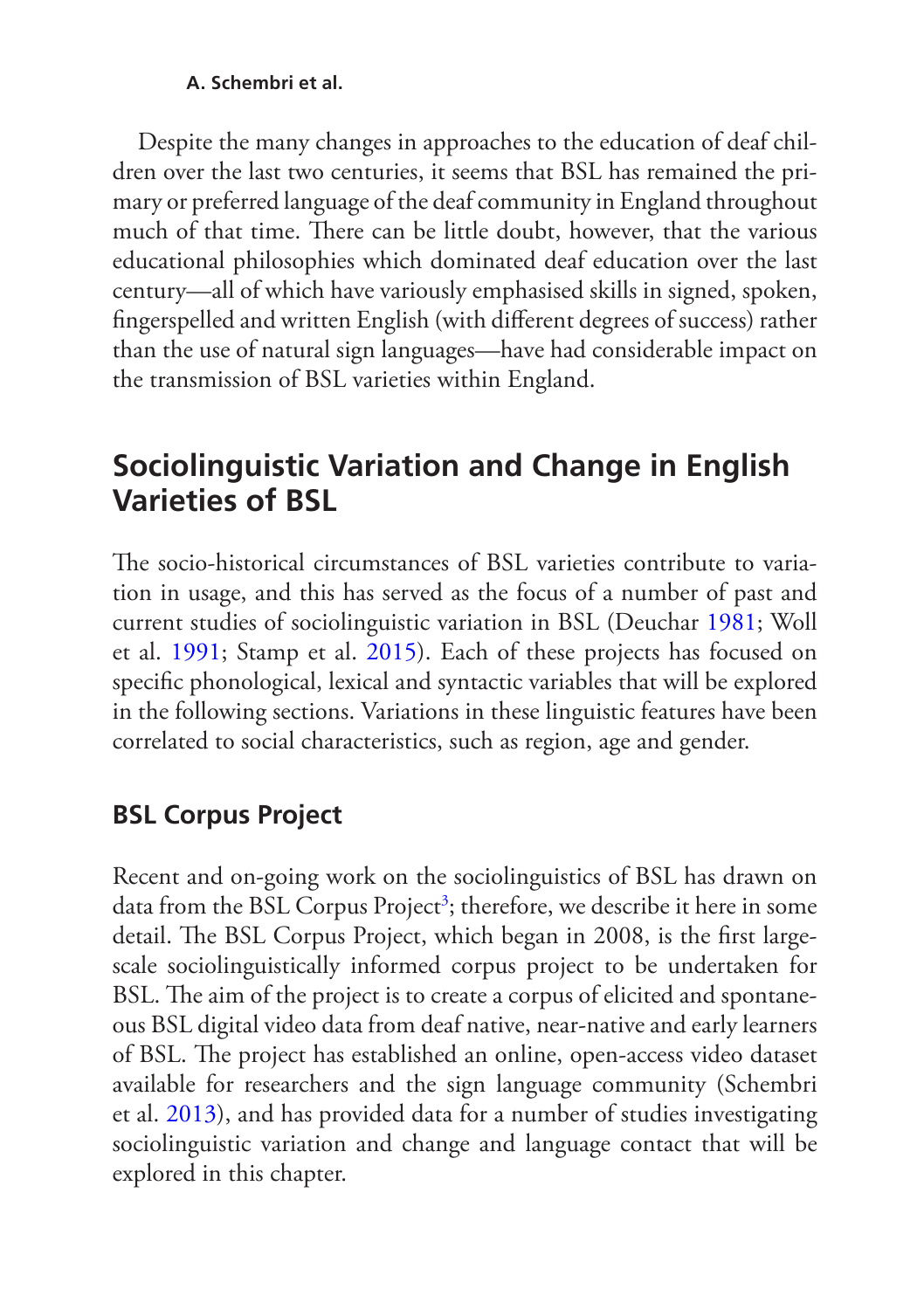Despite the many changes in approaches to the education of deaf children over the last two centuries, it seems that BSL has remained the primary or preferred language of the deaf community in England throughout much of that time. There can be little doubt, however, that the various educational philosophies which dominated deaf education over the last century—all of which have variously emphasised skills in signed, spoken, fingerspelled and written English (with different degrees of success) rather than the use of natural sign languages—have had considerable impact on the transmission of BSL varieties within England.

## Sociolinguistic Variation and Change in English Varieties of BSL

The socio-historical circumstances of BSL varieties contribute to variation in usage, and this has served as the focus of a number of past and current studies of sociolinguistic variation in BSL (Deuchar 1981; Woll et al. 1991; Stamp et al. 2015). Each of these projects has focused on specific phonological, lexical and syntactic variables that will be explored in the following sections. Variations in these linguistic features have been correlated to social characteristics, such as region, age and gender.

### BSL Corpus Project

Recent and on-going work on the sociolinguistics of BSL has drawn on data from the BSL Corpus Project[3]; therefore, we describe it here in some detail. The BSL Corpus Project, which began in 2008, is the first large-scale sociolinguistically informed corpus project to be undertaken for BSL. The aim of the project is to create a corpus of elicited and spontaneous BSL digital video data from deaf native, near-native and early learners of BSL. The project has established an online, open-access video dataset available for researchers and the sign language community (Schembri et al. 2013), and has provided data for a number of studies investigating sociolinguistic variation and change and language contact that will be explored in this chapter.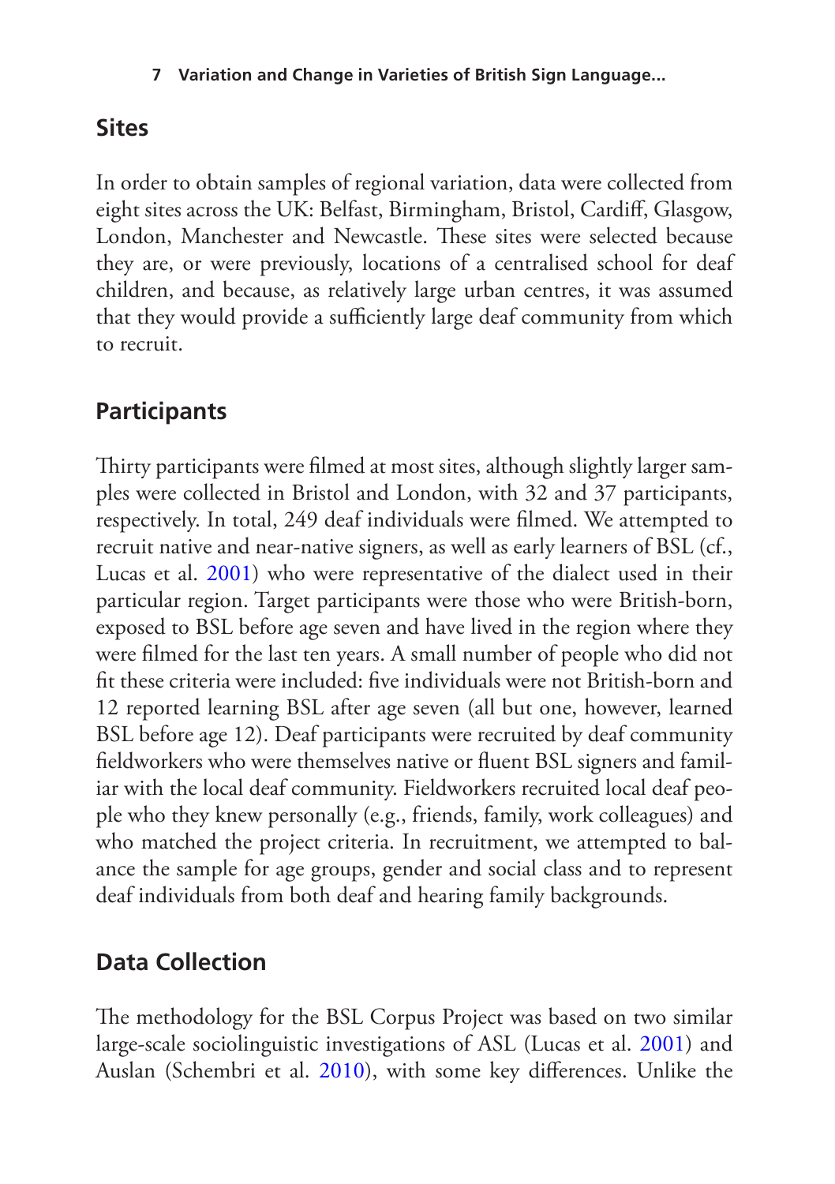## Sites

In order to obtain samples of regional variation, data were collected from eight sites across the UK: Belfast, Birmingham, Bristol, Cardiff, Glasgow, London, Manchester and Newcastle. These sites were selected because they are, or were previously, locations of a centralised school for deaf children, and because, as relatively large urban centres, it was assumed that they would provide a sufficiently large deaf community from which to recruit.

## Participants

Thirty participants were filmed at most sites, although slightly larger samples were collected in Bristol and London, with 32 and 37 participants, respectively. In total, 249 deaf individuals were filmed. We attempted to recruit native and near-native signers, as well as early learners of BSL (cf., Lucas et al. 2001) who were representative of the dialect used in their particular region. Target participants were those who were British-born, exposed to BSL before age seven and have lived in the region where they were filmed for the last ten years. A small number of people who did not fit these criteria were included: five individuals were not British-born and 12 reported learning BSL after age seven (all but one, however, learned BSL before age 12). Deaf participants were recruited by deaf community fieldworkers who were themselves native or fluent BSL signers and familiar with the local deaf community. Fieldworkers recruited local deaf people who they knew personally (e.g., friends, family, work colleagues) and who matched the project criteria. In recruitment, we attempted to balance the sample for age groups, gender and social class and to represent deaf individuals from both deaf and hearing family backgrounds.

## Data Collection

The methodology for the BSL Corpus Project was based on two similar large-scale sociolinguistic investigations of ASL (Lucas et al. 2001) and Auslan (Schembri et al. 2010), with some key differences. Unlike the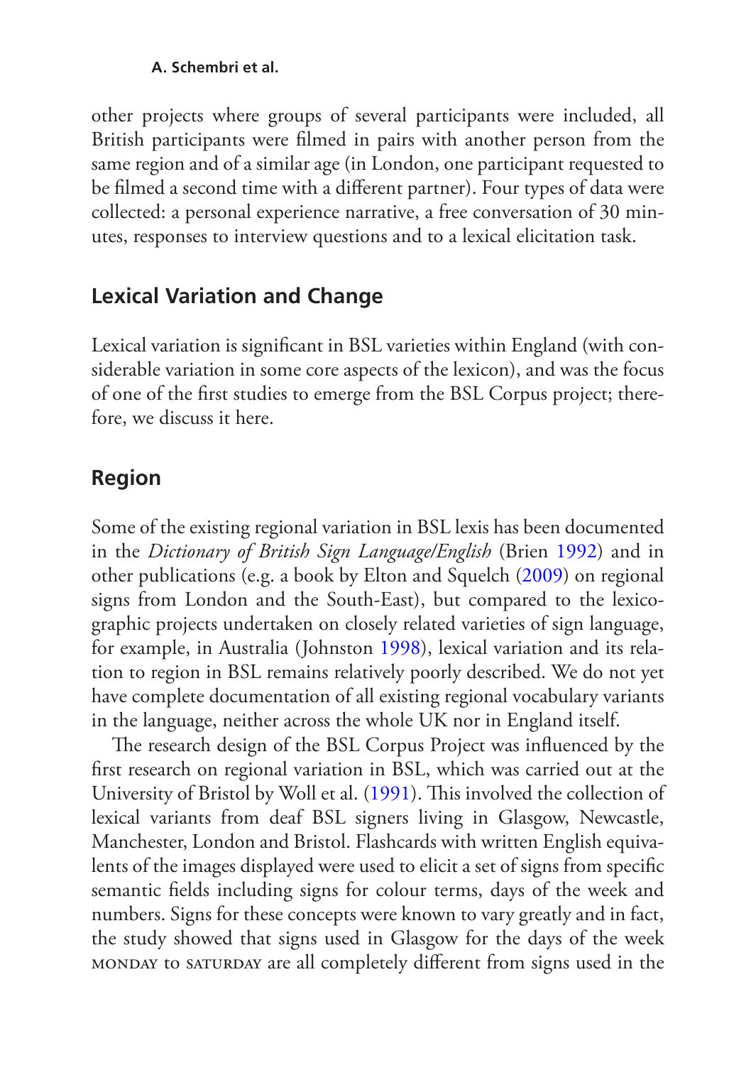other projects where groups of several participants were included, all British participants were filmed in pairs with another person from the same region and of a similar age (in London, one participant requested to be filmed a second time with a different partner). Four types of data were collected: a personal experience narrative, a free conversation of 30 minutes, responses to interview questions and to a lexical elicitation task.

## Lexical Variation and Change

Lexical variation is significant in BSL varieties within England (with considerable variation in some core aspects of the lexicon), and was the focus of one of the first studies to emerge from the BSL Corpus project; therefore, we discuss it here.

## Region

Some of the existing regional variation in BSL lexis has been documented in the *Dictionary of British Sign Language/English* (Brien 1992) and in other publications (e.g. a book by Elton and Squelch (2009) on regional signs from London and the South-East), but compared to the lexicographic projects undertaken on closely related varieties of sign language, for example, in Australia (Johnston 1998), lexical variation and its relation to region in BSL remains relatively poorly described. We do not yet have complete documentation of all existing regional vocabulary variants in the language, neither across the whole UK nor in England itself.

The research design of the BSL Corpus Project was influenced by the first research on regional variation in BSL, which was carried out at the University of Bristol by Woll et al. (1991). This involved the collection of lexical variants from deaf BSL signers living in Glasgow, Newcastle, Manchester, London and Bristol. Flashcards with written English equivalents of the images displayed were used to elicit a set of signs from specific semantic fields including signs for colour terms, days of the week and numbers. Signs for these concepts were known to vary greatly and in fact, the study showed that signs used in Glasgow for the days of the week MONDAY to SATURDAY are all completely different from signs used in the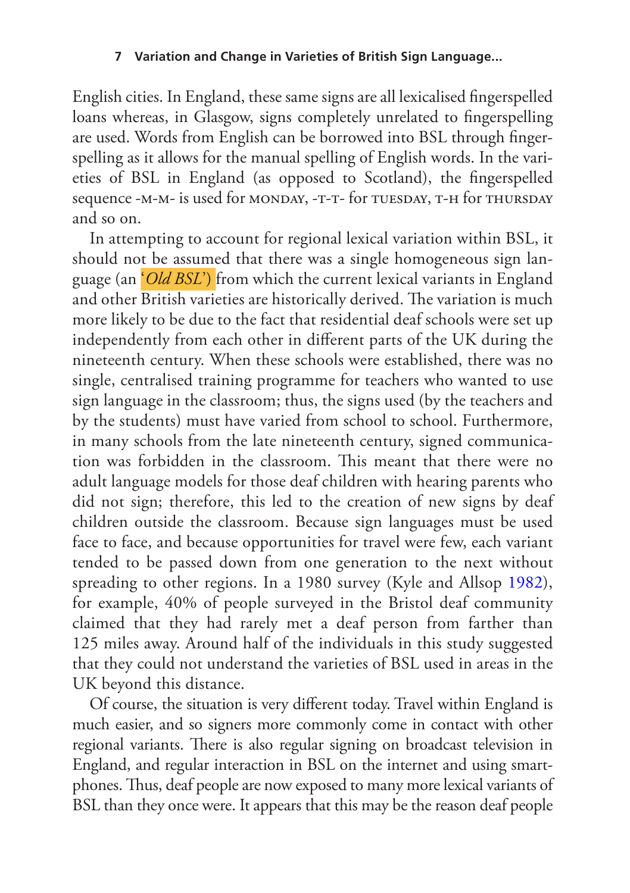English cities. In England, these same signs are all lexicalised fingerspelled loans whereas, in Glasgow, signs completely unrelated to fingerspelling are used. Words from English can be borrowed into BSL through fingerspelling as it allows for the manual spelling of English words. In the varieties of BSL in England (as opposed to Scotland), the fingerspelled sequence -M-M- is used for MONDAY, -T-T- for TUESDAY, T-H for THURSDAY and so on.

In attempting to account for regional lexical variation within BSL, it should not be assumed that there was a single homogeneous sign language (an '*Old BSL*') from which the current lexical variants in England and other British varieties are historically derived. The variation is much more likely to be due to the fact that residential deaf schools were set up independently from each other in different parts of the UK during the nineteenth century. When these schools were established, there was no single, centralised training programme for teachers who wanted to use sign language in the classroom; thus, the signs used (by the teachers and by the students) must have varied from school to school. Furthermore, in many schools from the late nineteenth century, signed communication was forbidden in the classroom. This meant that there were no adult language models for those deaf children with hearing parents who did not sign; therefore, this led to the creation of new signs by deaf children outside the classroom. Because sign languages must be used face to face, and because opportunities for travel were few, each variant tended to be passed down from one generation to the next without spreading to other regions. In a 1980 survey (Kyle and Allsop 1982), for example, 40% of people surveyed in the Bristol deaf community claimed that they had rarely met a deaf person from farther than 125 miles away. Around half of the individuals in this study suggested that they could not understand the varieties of BSL used in areas in the UK beyond this distance.

Of course, the situation is very different today. Travel within England is much easier, and so signers more commonly come in contact with other regional variants. There is also regular signing on broadcast television in England, and regular interaction in BSL on the internet and using smartphones. Thus, deaf people are now exposed to many more lexical variants of BSL than they once were. It appears that this may be the reason deaf people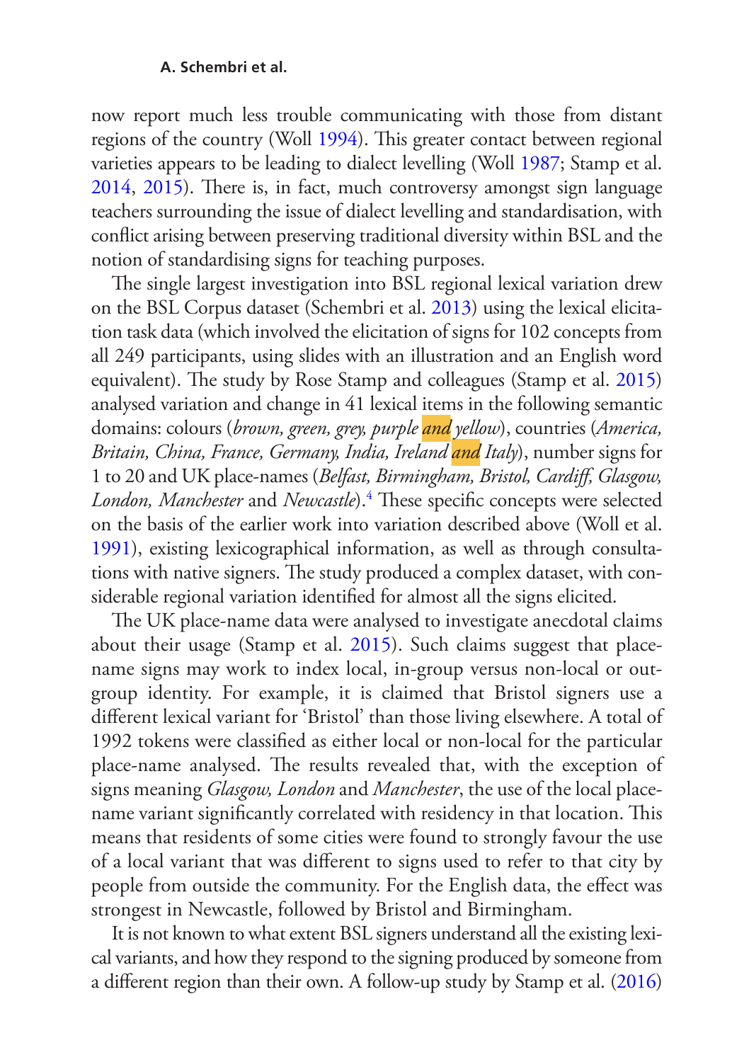now report much less trouble communicating with those from distant regions of the country (Woll 1994). This greater contact between regional varieties appears to be leading to dialect levelling (Woll 1987; Stamp et al. 2014, 2015). There is, in fact, much controversy amongst sign language teachers surrounding the issue of dialect levelling and standardisation, with conflict arising between preserving traditional diversity within BSL and the notion of standardising signs for teaching purposes.

The single largest investigation into BSL regional lexical variation drew on the BSL Corpus dataset (Schembri et al. 2013) using the lexical elicitation task data (which involved the elicitation of signs for 102 concepts from all 249 participants, using slides with an illustration and an English word equivalent). The study by Rose Stamp and colleagues (Stamp et al. 2015) analysed variation and change in 41 lexical items in the following semantic domains: colours (*brown, green, grey, purple and yellow*), countries (*America, Britain, China, France, Germany, India, Ireland and Italy*), number signs for 1 to 20 and UK place-names (*Belfast, Birmingham, Bristol, Cardiff, Glasgow, London, Manchester* and *Newcastle*).[4] These specific concepts were selected on the basis of the earlier work into variation described above (Woll et al. 1991), existing lexicographical information, as well as through consultations with native signers. The study produced a complex dataset, with considerable regional variation identified for almost all the signs elicited.

The UK place-name data were analysed to investigate anecdotal claims about their usage (Stamp et al. 2015). Such claims suggest that place-name signs may work to index local, in-group versus non-local or out-group identity. For example, it is claimed that Bristol signers use a different lexical variant for 'Bristol' than those living elsewhere. A total of 1992 tokens were classified as either local or non-local for the particular place-name analysed. The results revealed that, with the exception of signs meaning *Glasgow, London* and *Manchester*, the use of the local place-name variant significantly correlated with residency in that location. This means that residents of some cities were found to strongly favour the use of a local variant that was different to signs used to refer to that city by people from outside the community. For the English data, the effect was strongest in Newcastle, followed by Bristol and Birmingham.

It is not known to what extent BSL signers understand all the existing lexical variants, and how they respond to the signing produced by someone from a different region than their own. A follow-up study by Stamp et al. (2016)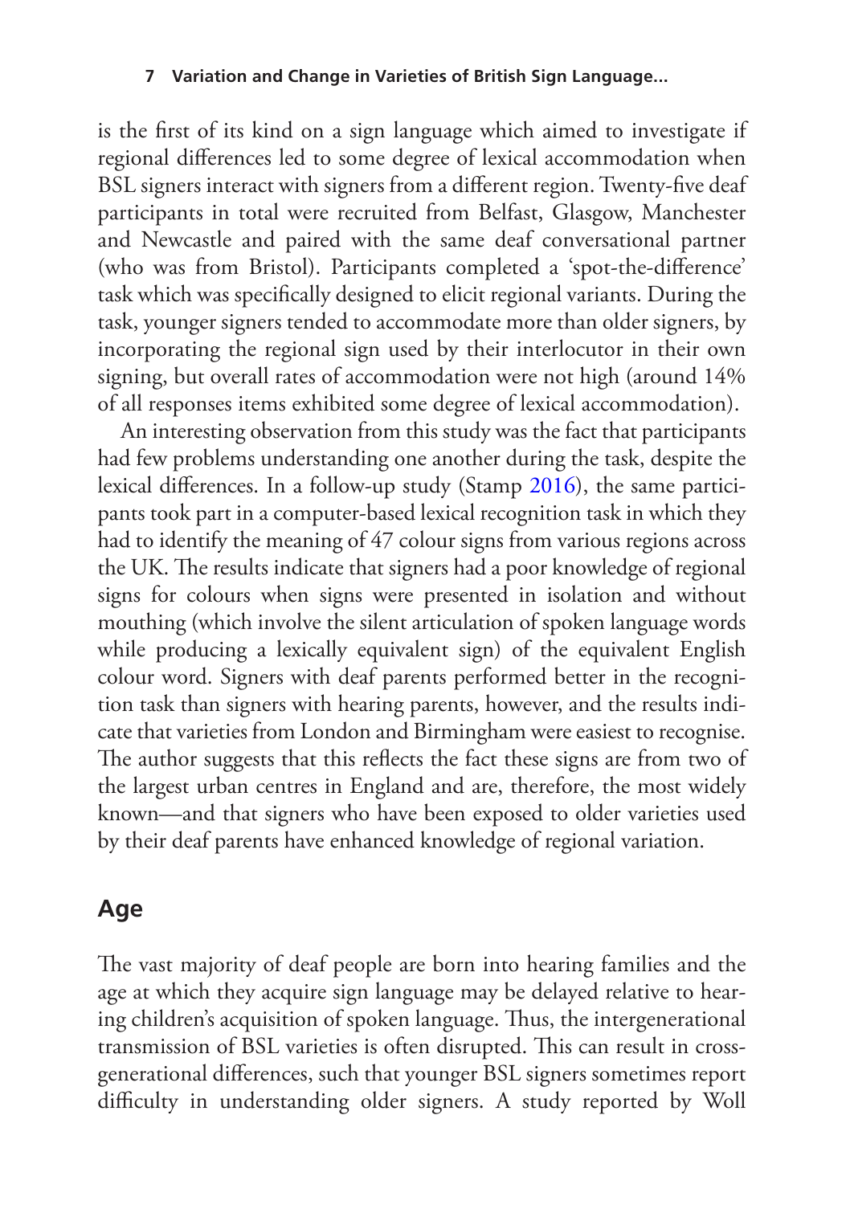is the first of its kind on a sign language which aimed to investigate if regional differences led to some degree of lexical accommodation when BSL signers interact with signers from a different region. Twenty-five deaf participants in total were recruited from Belfast, Glasgow, Manchester and Newcastle and paired with the same deaf conversational partner (who was from Bristol). Participants completed a 'spot-the-difference' task which was specifically designed to elicit regional variants. During the task, younger signers tended to accommodate more than older signers, by incorporating the regional sign used by their interlocutor in their own signing, but overall rates of accommodation were not high (around 14% of all responses items exhibited some degree of lexical accommodation).

An interesting observation from this study was the fact that participants had few problems understanding one another during the task, despite the lexical differences. In a follow-up study (Stamp 2016), the same participants took part in a computer-based lexical recognition task in which they had to identify the meaning of 47 colour signs from various regions across the UK. The results indicate that signers had a poor knowledge of regional signs for colours when signs were presented in isolation and without mouthing (which involve the silent articulation of spoken language words while producing a lexically equivalent sign) of the equivalent English colour word. Signers with deaf parents performed better in the recognition task than signers with hearing parents, however, and the results indicate that varieties from London and Birmingham were easiest to recognise. The author suggests that this reflects the fact these signs are from two of the largest urban centres in England and are, therefore, the most widely known—and that signers who have been exposed to older varieties used by their deaf parents have enhanced knowledge of regional variation.

## Age

The vast majority of deaf people are born into hearing families and the age at which they acquire sign language may be delayed relative to hearing children's acquisition of spoken language. Thus, the intergenerational transmission of BSL varieties is often disrupted. This can result in cross-generational differences, such that younger BSL signers sometimes report difficulty in understanding older signers. A study reported by Woll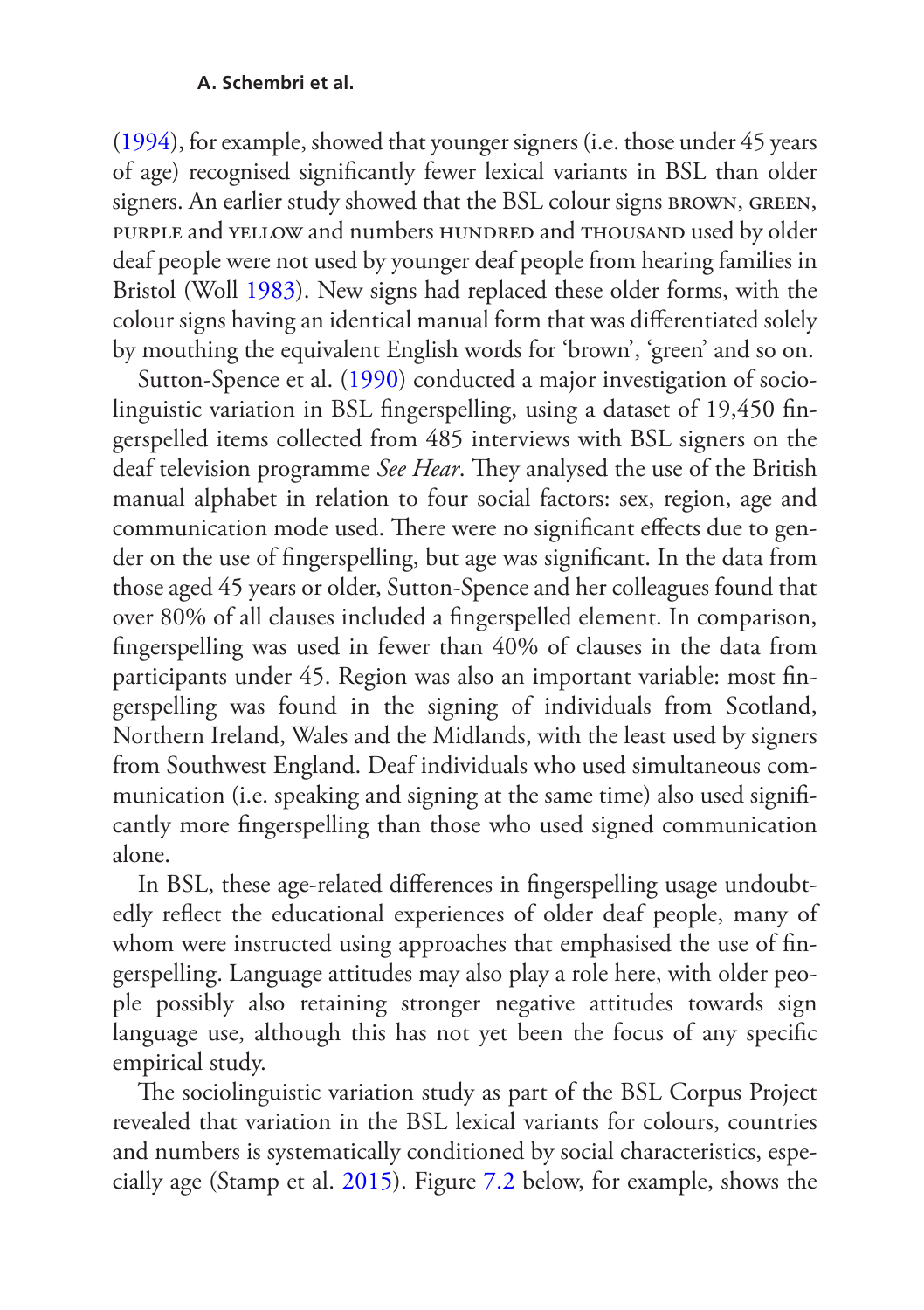(1994), for example, showed that younger signers (i.e. those under 45 years of age) recognised significantly fewer lexical variants in BSL than older signers. An earlier study showed that the BSL colour signs BROWN, GREEN, PURPLE and YELLOW and numbers HUNDRED and THOUSAND used by older deaf people were not used by younger deaf people from hearing families in Bristol (Woll 1983). New signs had replaced these older forms, with the colour signs having an identical manual form that was differentiated solely by mouthing the equivalent English words for 'brown', 'green' and so on.

Sutton-Spence et al. (1990) conducted a major investigation of sociolinguistic variation in BSL fingerspelling, using a dataset of 19,450 fingerspelled items collected from 485 interviews with BSL signers on the deaf television programme *See Hear*. They analysed the use of the British manual alphabet in relation to four social factors: sex, region, age and communication mode used. There were no significant effects due to gender on the use of fingerspelling, but age was significant. In the data from those aged 45 years or older, Sutton-Spence and her colleagues found that over 80% of all clauses included a fingerspelled element. In comparison, fingerspelling was used in fewer than 40% of clauses in the data from participants under 45. Region was also an important variable: most fingerspelling was found in the signing of individuals from Scotland, Northern Ireland, Wales and the Midlands, with the least used by signers from Southwest England. Deaf individuals who used simultaneous communication (i.e. speaking and signing at the same time) also used significantly more fingerspelling than those who used signed communication alone.

In BSL, these age-related differences in fingerspelling usage undoubtedly reflect the educational experiences of older deaf people, many of whom were instructed using approaches that emphasised the use of fingerspelling. Language attitudes may also play a role here, with older people possibly also retaining stronger negative attitudes towards sign language use, although this has not yet been the focus of any specific empirical study.

The sociolinguistic variation study as part of the BSL Corpus Project revealed that variation in the BSL lexical variants for colours, countries and numbers is systematically conditioned by social characteristics, especially age (Stamp et al. 2015). Figure 7.2 below, for example, shows the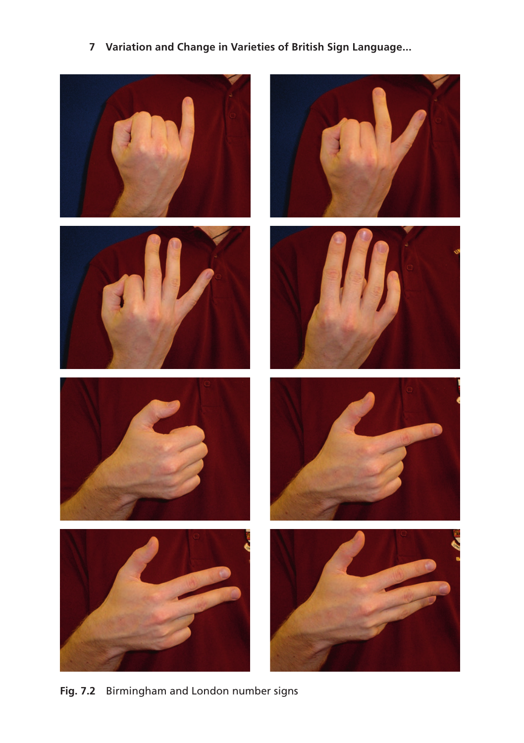Fig. 7.2 Birmingham and London number signs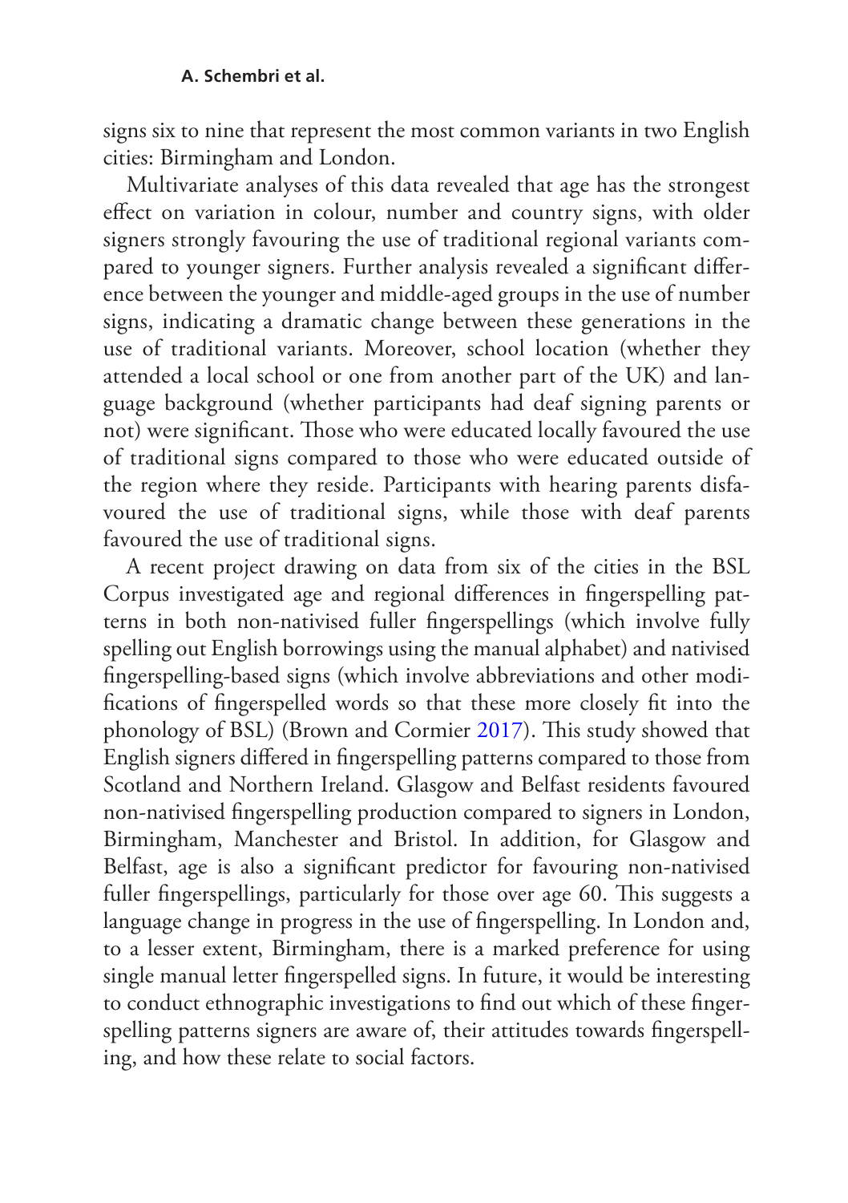signs six to nine that represent the most common variants in two English cities: Birmingham and London.

Multivariate analyses of this data revealed that age has the strongest effect on variation in colour, number and country signs, with older signers strongly favouring the use of traditional regional variants compared to younger signers. Further analysis revealed a significant difference between the younger and middle-aged groups in the use of number signs, indicating a dramatic change between these generations in the use of traditional variants. Moreover, school location (whether they attended a local school or one from another part of the UK) and language background (whether participants had deaf signing parents or not) were significant. Those who were educated locally favoured the use of traditional signs compared to those who were educated outside of the region where they reside. Participants with hearing parents disfavoured the use of traditional signs, while those with deaf parents favoured the use of traditional signs.

A recent project drawing on data from six of the cities in the BSL Corpus investigated age and regional differences in fingerspelling patterns in both non-nativised fuller fingerspellings (which involve fully spelling out English borrowings using the manual alphabet) and nativised fingerspelling-based signs (which involve abbreviations and other modifications of fingerspelled words so that these more closely fit into the phonology of BSL) (Brown and Cormier 2017). This study showed that English signers differed in fingerspelling patterns compared to those from Scotland and Northern Ireland. Glasgow and Belfast residents favoured non-nativised fingerspelling production compared to signers in London, Birmingham, Manchester and Bristol. In addition, for Glasgow and Belfast, age is also a significant predictor for favouring non-nativised fuller fingerspellings, particularly for those over age 60. This suggests a language change in progress in the use of fingerspelling. In London and, to a lesser extent, Birmingham, there is a marked preference for using single manual letter fingerspelled signs. In future, it would be interesting to conduct ethnographic investigations to find out which of these fingerspelling patterns signers are aware of, their attitudes towards fingerspelling, and how these relate to social factors.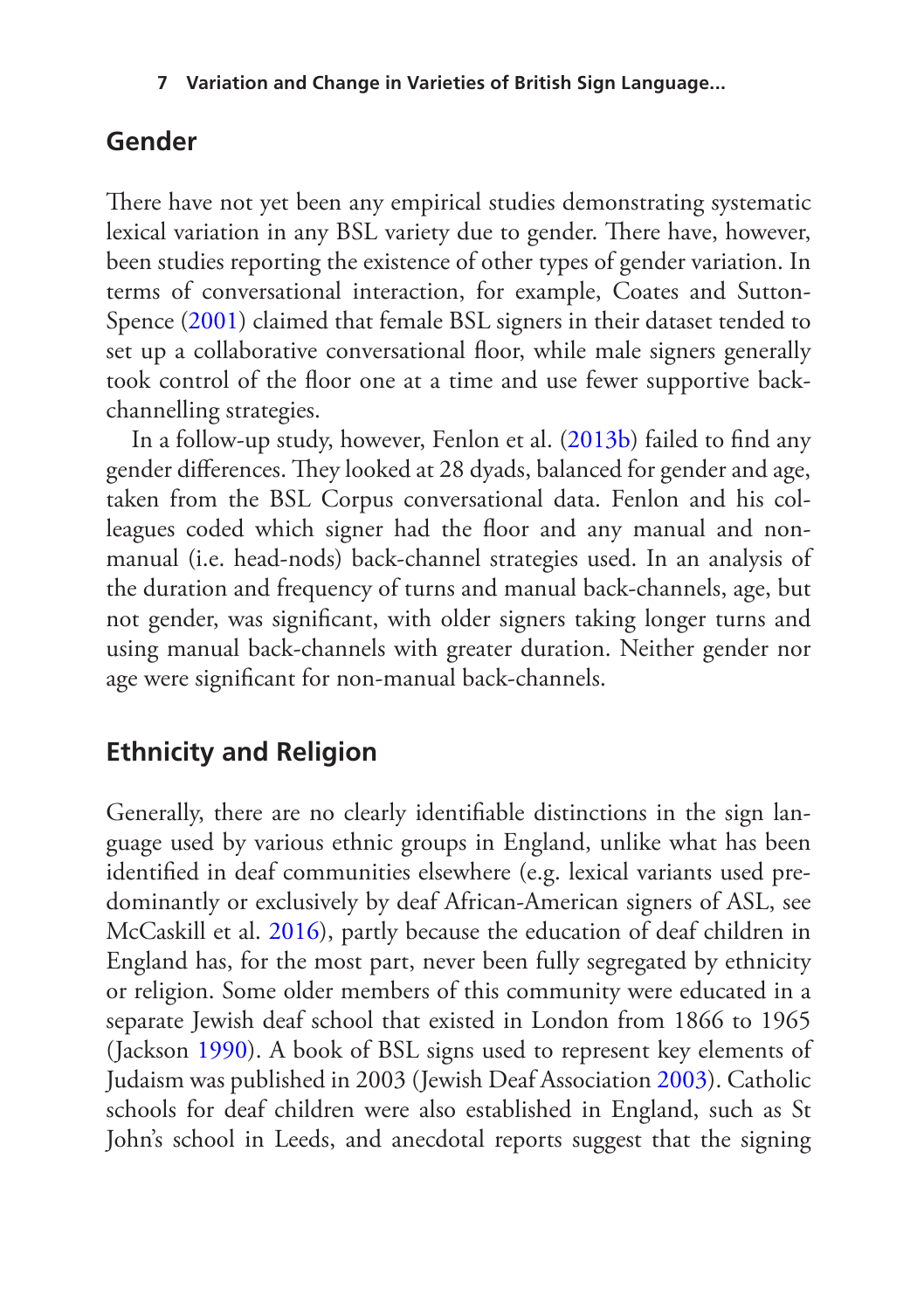## Gender

There have not yet been any empirical studies demonstrating systematic lexical variation in any BSL variety due to gender. There have, however, been studies reporting the existence of other types of gender variation. In terms of conversational interaction, for example, Coates and Sutton-Spence (2001) claimed that female BSL signers in their dataset tended to set up a collaborative conversational floor, while male signers generally took control of the floor one at a time and use fewer supportive back-channelling strategies.

In a follow-up study, however, Fenlon et al. (2013b) failed to find any gender differences. They looked at 28 dyads, balanced for gender and age, taken from the BSL Corpus conversational data. Fenlon and his colleagues coded which signer had the floor and any manual and non-manual (i.e. head-nods) back-channel strategies used. In an analysis of the duration and frequency of turns and manual back-channels, age, but not gender, was significant, with older signers taking longer turns and using manual back-channels with greater duration. Neither gender nor age were significant for non-manual back-channels.

## Ethnicity and Religion

Generally, there are no clearly identifiable distinctions in the sign language used by various ethnic groups in England, unlike what has been identified in deaf communities elsewhere (e.g. lexical variants used predominantly or exclusively by deaf African-American signers of ASL, see McCaskill et al. 2016), partly because the education of deaf children in England has, for the most part, never been fully segregated by ethnicity or religion. Some older members of this community were educated in a separate Jewish deaf school that existed in London from 1866 to 1965 (Jackson 1990). A book of BSL signs used to represent key elements of Judaism was published in 2003 (Jewish Deaf Association 2003). Catholic schools for deaf children were also established in England, such as St John's school in Leeds, and anecdotal reports suggest that the signing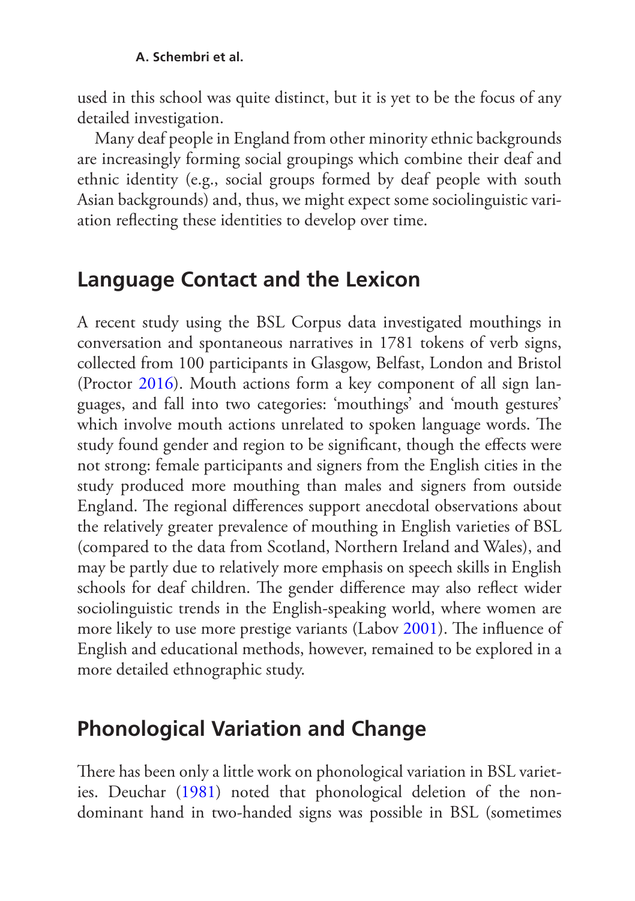used in this school was quite distinct, but it is yet to be the focus of any detailed investigation.

Many deaf people in England from other minority ethnic backgrounds are increasingly forming social groupings which combine their deaf and ethnic identity (e.g., social groups formed by deaf people with south Asian backgrounds) and, thus, we might expect some sociolinguistic variation reflecting these identities to develop over time.

## Language Contact and the Lexicon

A recent study using the BSL Corpus data investigated mouthings in conversation and spontaneous narratives in 1781 tokens of verb signs, collected from 100 participants in Glasgow, Belfast, London and Bristol (Proctor 2016). Mouth actions form a key component of all sign languages, and fall into two categories: 'mouthings' and 'mouth gestures' which involve mouth actions unrelated to spoken language words. The study found gender and region to be significant, though the effects were not strong: female participants and signers from the English cities in the study produced more mouthing than males and signers from outside England. The regional differences support anecdotal observations about the relatively greater prevalence of mouthing in English varieties of BSL (compared to the data from Scotland, Northern Ireland and Wales), and may be partly due to relatively more emphasis on speech skills in English schools for deaf children. The gender difference may also reflect wider sociolinguistic trends in the English-speaking world, where women are more likely to use more prestige variants (Labov 2001). The influence of English and educational methods, however, remained to be explored in a more detailed ethnographic study.

## Phonological Variation and Change

There has been only a little work on phonological variation in BSL varieties. Deuchar (1981) noted that phonological deletion of the non-dominant hand in two-handed signs was possible in BSL (sometimes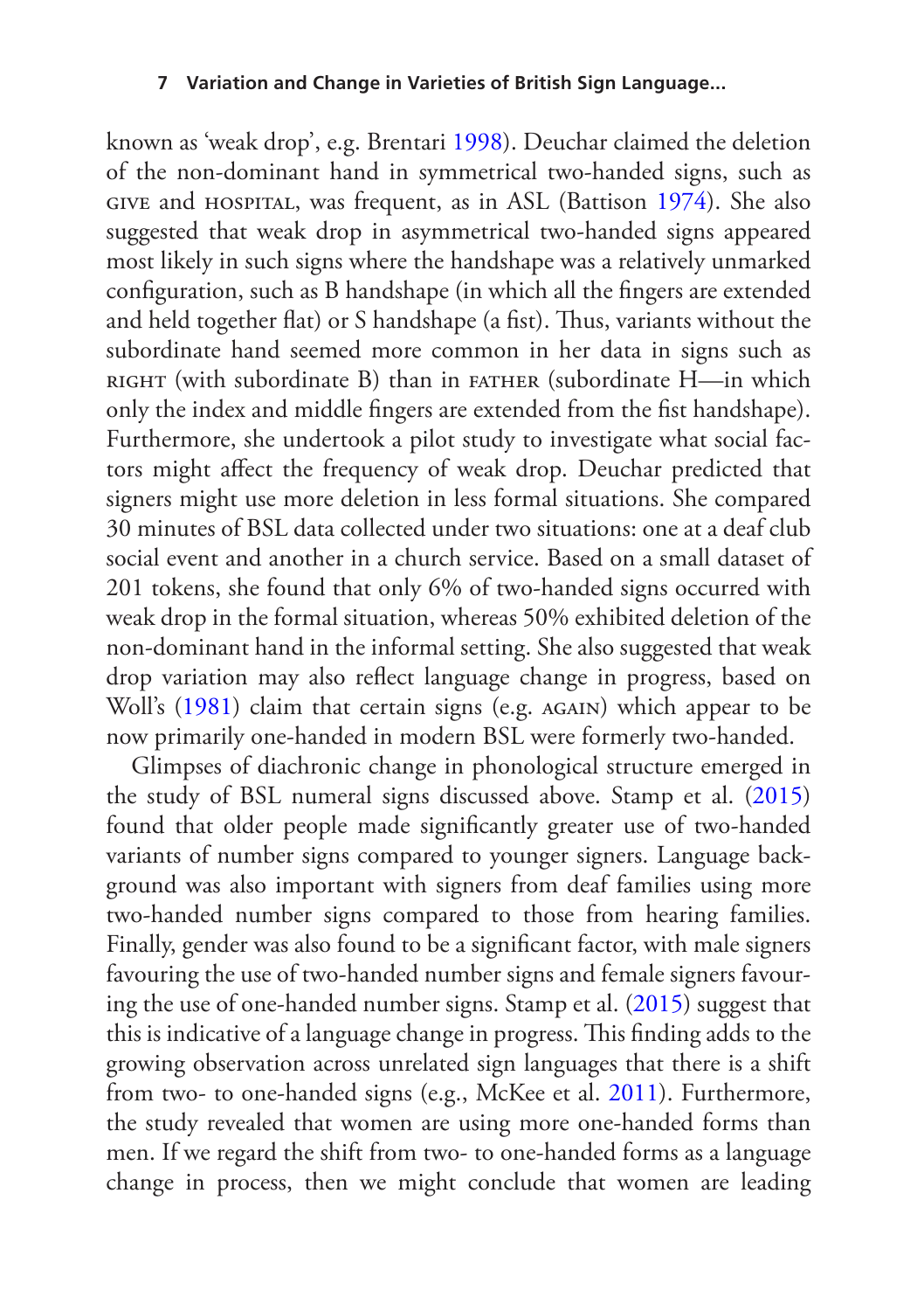known as 'weak drop', e.g. Brentari 1998). Deuchar claimed the deletion of the non-dominant hand in symmetrical two-handed signs, such as GIVE and HOSPITAL, was frequent, as in ASL (Battison 1974). She also suggested that weak drop in asymmetrical two-handed signs appeared most likely in such signs where the handshape was a relatively unmarked configuration, such as B handshape (in which all the fingers are extended and held together flat) or S handshape (a fist). Thus, variants without the subordinate hand seemed more common in her data in signs such as RIGHT (with subordinate B) than in FATHER (subordinate H—in which only the index and middle fingers are extended from the fist handshape). Furthermore, she undertook a pilot study to investigate what social factors might affect the frequency of weak drop. Deuchar predicted that signers might use more deletion in less formal situations. She compared 30 minutes of BSL data collected under two situations: one at a deaf club social event and another in a church service. Based on a small dataset of 201 tokens, she found that only 6% of two-handed signs occurred with weak drop in the formal situation, whereas 50% exhibited deletion of the non-dominant hand in the informal setting. She also suggested that weak drop variation may also reflect language change in progress, based on Woll's (1981) claim that certain signs (e.g. AGAIN) which appear to be now primarily one-handed in modern BSL were formerly two-handed.

Glimpses of diachronic change in phonological structure emerged in the study of BSL numeral signs discussed above. Stamp et al. (2015) found that older people made significantly greater use of two-handed variants of number signs compared to younger signers. Language background was also important with signers from deaf families using more two-handed number signs compared to those from hearing families. Finally, gender was also found to be a significant factor, with male signers favouring the use of two-handed number signs and female signers favouring the use of one-handed number signs. Stamp et al. (2015) suggest that this is indicative of a language change in progress. This finding adds to the growing observation across unrelated sign languages that there is a shift from two- to one-handed signs (e.g., McKee et al. 2011). Furthermore, the study revealed that women are using more one-handed forms than men. If we regard the shift from two- to one-handed forms as a language change in process, then we might conclude that women are leading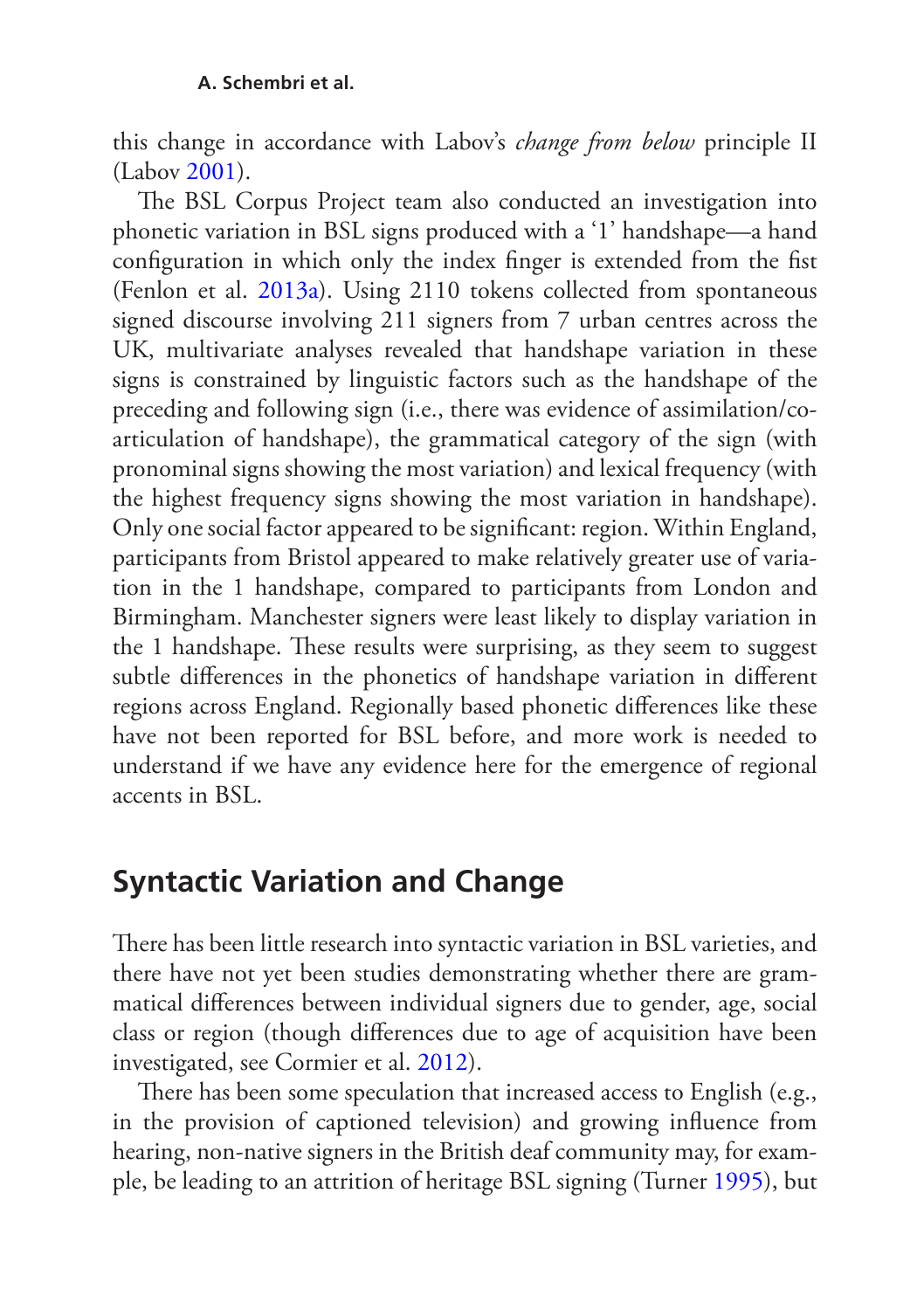this change in accordance with Labov's *change from below* principle II (Labov 2001).

The BSL Corpus Project team also conducted an investigation into phonetic variation in BSL signs produced with a '1' handshape—a hand configuration in which only the index finger is extended from the fist (Fenlon et al. 2013a). Using 2110 tokens collected from spontaneous signed discourse involving 211 signers from 7 urban centres across the UK, multivariate analyses revealed that handshape variation in these signs is constrained by linguistic factors such as the handshape of the preceding and following sign (i.e., there was evidence of assimilation/co-articulation of handshape), the grammatical category of the sign (with pronominal signs showing the most variation) and lexical frequency (with the highest frequency signs showing the most variation in handshape). Only one social factor appeared to be significant: region. Within England, participants from Bristol appeared to make relatively greater use of variation in the 1 handshape, compared to participants from London and Birmingham. Manchester signers were least likely to display variation in the 1 handshape. These results were surprising, as they seem to suggest subtle differences in the phonetics of handshape variation in different regions across England. Regionally based phonetic differences like these have not been reported for BSL before, and more work is needed to understand if we have any evidence here for the emergence of regional accents in BSL.

## Syntactic Variation and Change

There has been little research into syntactic variation in BSL varieties, and there have not yet been studies demonstrating whether there are grammatical differences between individual signers due to gender, age, social class or region (though differences due to age of acquisition have been investigated, see Cormier et al. 2012).

There has been some speculation that increased access to English (e.g., in the provision of captioned television) and growing influence from hearing, non-native signers in the British deaf community may, for example, be leading to an attrition of heritage BSL signing (Turner 1995), but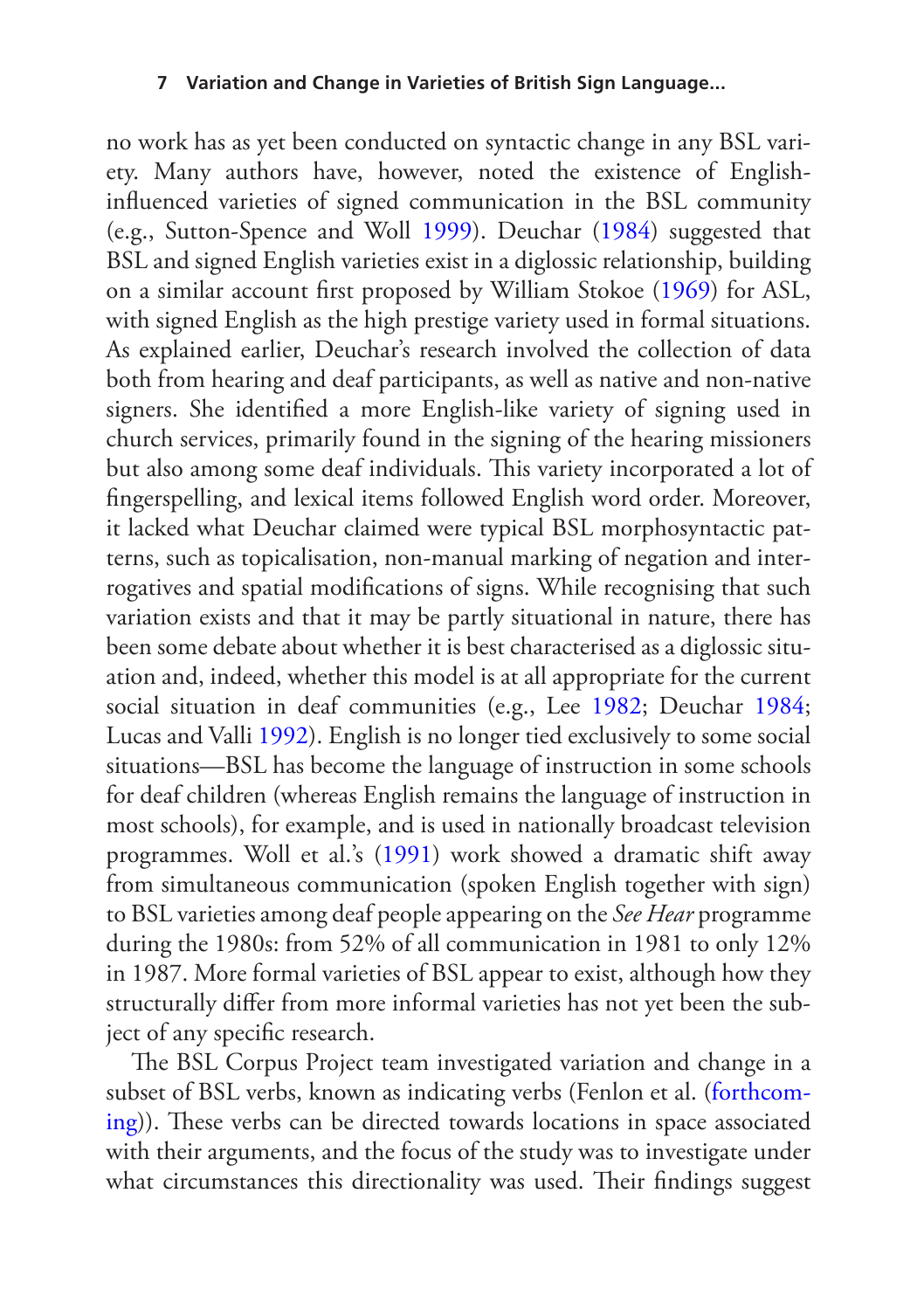no work has as yet been conducted on syntactic change in any BSL variety. Many authors have, however, noted the existence of English-influenced varieties of signed communication in the BSL community (e.g., Sutton-Spence and Woll 1999). Deuchar (1984) suggested that BSL and signed English varieties exist in a diglossic relationship, building on a similar account first proposed by William Stokoe (1969) for ASL, with signed English as the high prestige variety used in formal situations. As explained earlier, Deuchar's research involved the collection of data both from hearing and deaf participants, as well as native and non-native signers. She identified a more English-like variety of signing used in church services, primarily found in the signing of the hearing missioners but also among some deaf individuals. This variety incorporated a lot of fingerspelling, and lexical items followed English word order. Moreover, it lacked what Deuchar claimed were typical BSL morphosyntactic patterns, such as topicalisation, non-manual marking of negation and interrogatives and spatial modifications of signs. While recognising that such variation exists and that it may be partly situational in nature, there has been some debate about whether it is best characterised as a diglossic situation and, indeed, whether this model is at all appropriate for the current social situation in deaf communities (e.g., Lee 1982; Deuchar 1984; Lucas and Valli 1992). English is no longer tied exclusively to some social situations—BSL has become the language of instruction in some schools for deaf children (whereas English remains the language of instruction in most schools), for example, and is used in nationally broadcast television programmes. Woll et al.'s (1991) work showed a dramatic shift away from simultaneous communication (spoken English together with sign) to BSL varieties among deaf people appearing on the *See Hear* programme during the 1980s: from 52% of all communication in 1981 to only 12% in 1987. More formal varieties of BSL appear to exist, although how they structurally differ from more informal varieties has not yet been the subject of any specific research.

The BSL Corpus Project team investigated variation and change in a subset of BSL verbs, known as indicating verbs (Fenlon et al. (forthcoming)). These verbs can be directed towards locations in space associated with their arguments, and the focus of the study was to investigate under what circumstances this directionality was used. Their findings suggest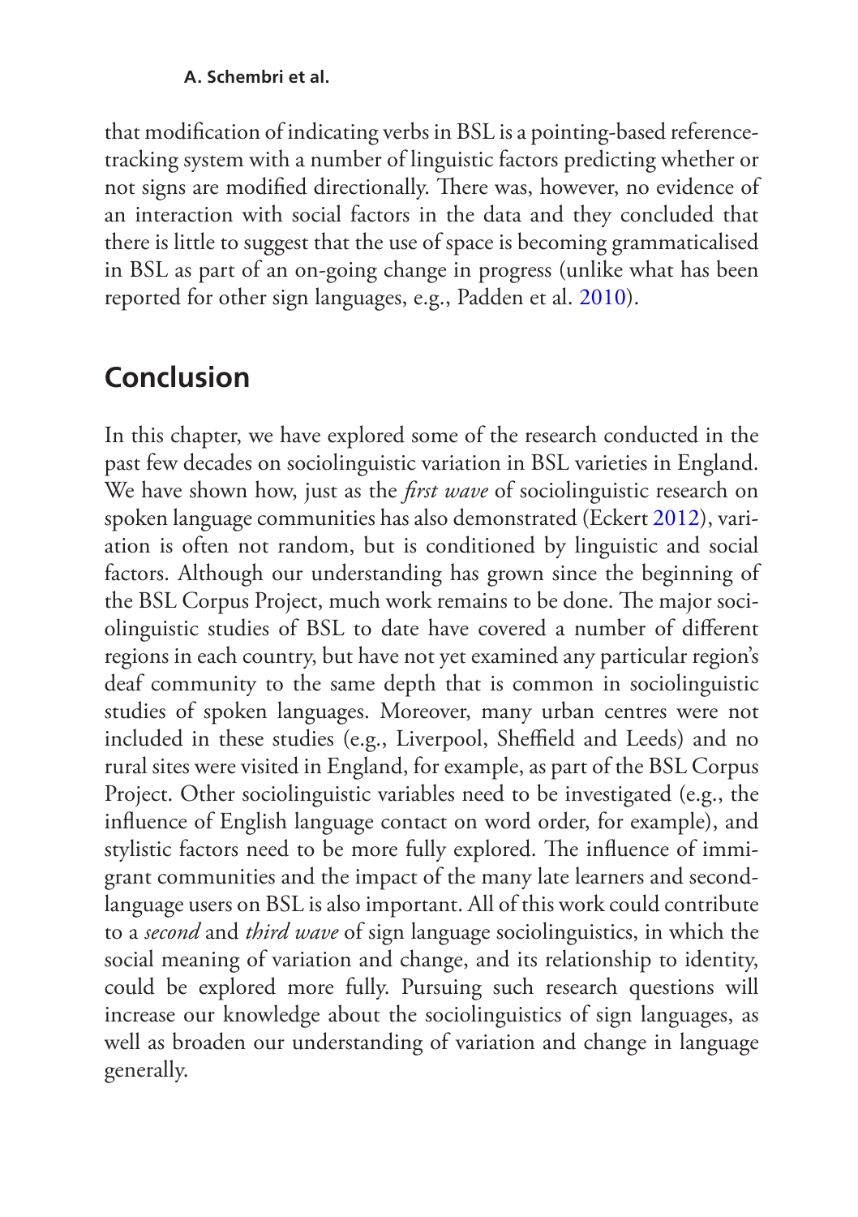that modification of indicating verbs in BSL is a pointing-based reference-tracking system with a number of linguistic factors predicting whether or not signs are modified directionally. There was, however, no evidence of an interaction with social factors in the data and they concluded that there is little to suggest that the use of space is becoming grammaticalised in BSL as part of an on-going change in progress (unlike what has been reported for other sign languages, e.g., Padden et al. 2010).

## Conclusion

In this chapter, we have explored some of the research conducted in the past few decades on sociolinguistic variation in BSL varieties in England. We have shown how, just as the *first wave* of sociolinguistic research on spoken language communities has also demonstrated (Eckert 2012), variation is often not random, but is conditioned by linguistic and social factors. Although our understanding has grown since the beginning of the BSL Corpus Project, much work remains to be done. The major sociolinguistic studies of BSL to date have covered a number of different regions in each country, but have not yet examined any particular region's deaf community to the same depth that is common in sociolinguistic studies of spoken languages. Moreover, many urban centres were not included in these studies (e.g., Liverpool, Sheffield and Leeds) and no rural sites were visited in England, for example, as part of the BSL Corpus Project. Other sociolinguistic variables need to be investigated (e.g., the influence of English language contact on word order, for example), and stylistic factors need to be more fully explored. The influence of immigrant communities and the impact of the many late learners and second-language users on BSL is also important. All of this work could contribute to a *second* and *third wave* of sign language sociolinguistics, in which the social meaning of variation and change, and its relationship to identity, could be explored more fully. Pursuing such research questions will increase our knowledge about the sociolinguistics of sign languages, as well as broaden our understanding of variation and change in language generally.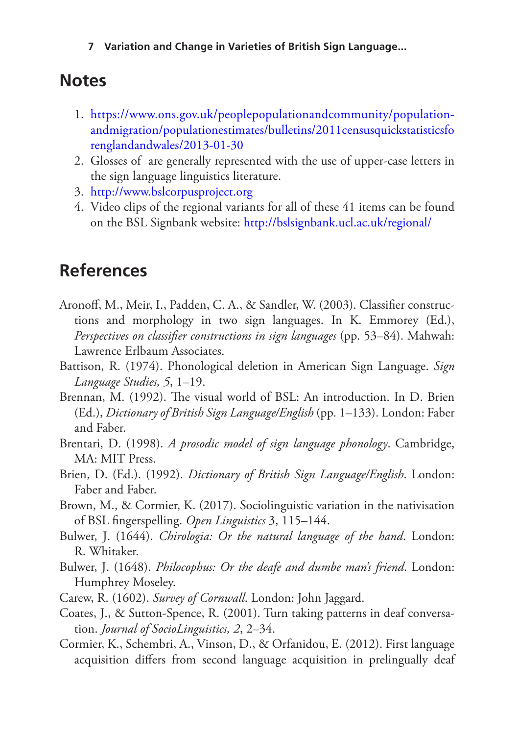## Notes

1. https://www.ons.gov.uk/peoplepopulationandcommunity/populationandmigration/populationestimates/bulletins/2011censusquickstatisticsforenglandandwales/2013-01-30
2. Glosses of  are generally represented with the use of upper-case letters in the sign language linguistics literature.
3. http://www.bslcorpusproject.org
4. Video clips of the regional variants for all of these 41 items can be found on the BSL Signbank website: http://bslsignbank.ucl.ac.uk/regional/

## References

Aronoff, M., Meir, I., Padden, C. A., & Sandler, W. (2003). Classifier constructions and morphology in two sign languages. In K. Emmorey (Ed.), *Perspectives on classifier constructions in sign languages* (pp. 53–84). Mahwah: Lawrence Erlbaum Associates.

Battison, R. (1974). Phonological deletion in American Sign Language. *Sign Language Studies, 5*, 1–19.

Brennan, M. (1992). The visual world of BSL: An introduction. In D. Brien (Ed.), *Dictionary of British Sign Language/English* (pp. 1–133). London: Faber and Faber.

Brentari, D. (1998). *A prosodic model of sign language phonology*. Cambridge, MA: MIT Press.

Brien, D. (Ed.). (1992). *Dictionary of British Sign Language/English*. London: Faber and Faber.

Brown, M., & Cormier, K. (2017). Sociolinguistic variation in the nativisation of BSL fingerspelling. *Open Linguistics* 3, 115–144.

Bulwer, J. (1644). *Chirologia: Or the natural language of the hand*. London: R. Whitaker.

Bulwer, J. (1648). *Philocophus: Or the deafe and dumbe man's friend*. London: Humphrey Moseley.

Carew, R. (1602). *Survey of Cornwall*. London: John Jaggard.

Coates, J., & Sutton-Spence, R. (2001). Turn taking patterns in deaf conversation. *Journal of SocioLinguistics, 2*, 2–34.

Cormier, K., Schembri, A., Vinson, D., & Orfanidou, E. (2012). First language acquisition differs from second language acquisition in prelingually deaf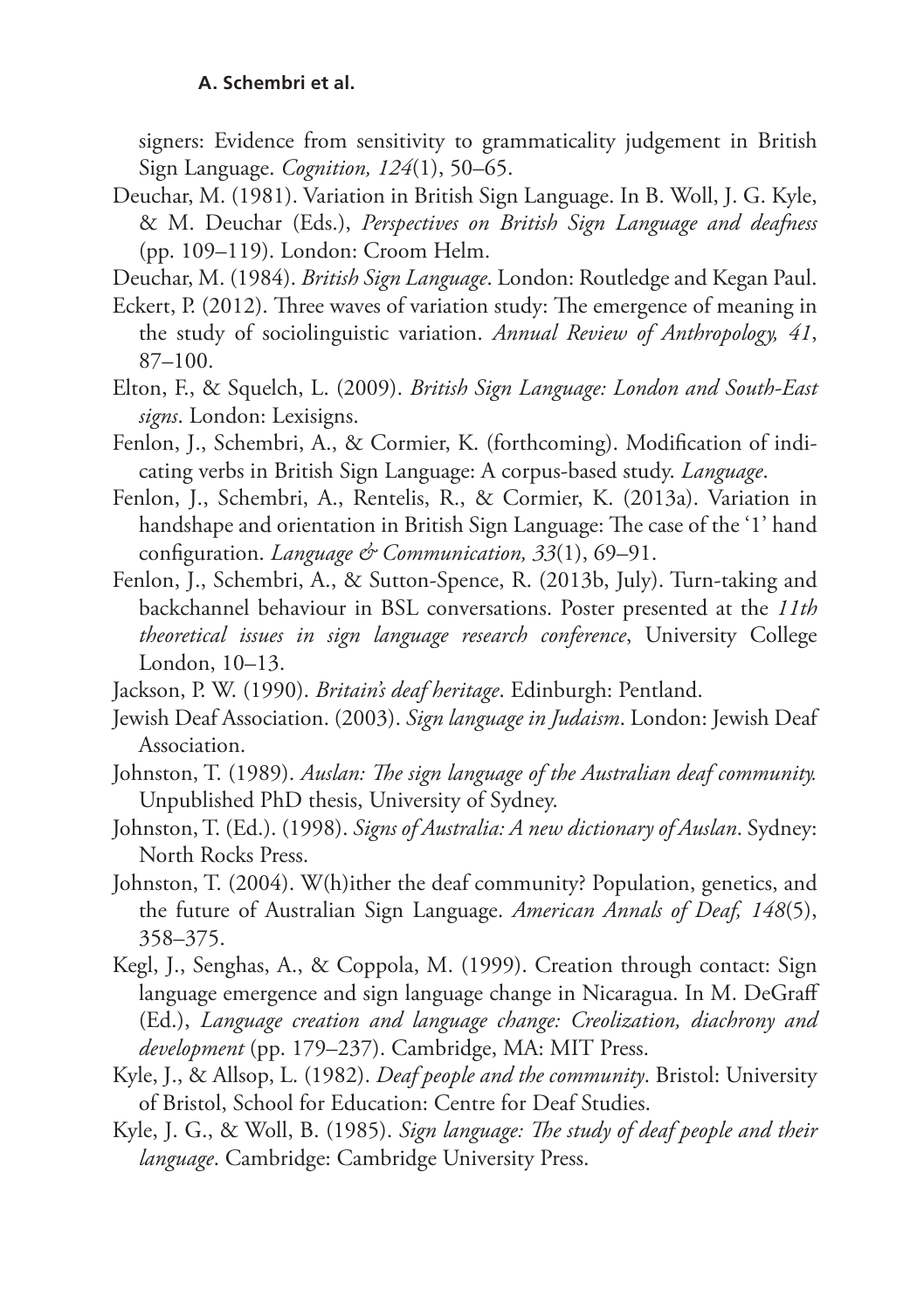signers: Evidence from sensitivity to grammaticality judgement in British Sign Language. *Cognition, 124*(1), 50–65.

Deuchar, M. (1981). Variation in British Sign Language. In B. Woll, J. G. Kyle, & M. Deuchar (Eds.), *Perspectives on British Sign Language and deafness* (pp. 109–119). London: Croom Helm.

Deuchar, M. (1984). *British Sign Language*. London: Routledge and Kegan Paul.

Eckert, P. (2012). Three waves of variation study: The emergence of meaning in the study of sociolinguistic variation. *Annual Review of Anthropology, 41*, 87–100.

Elton, F., & Squelch, L. (2009). *British Sign Language: London and South-East signs*. London: Lexisigns.

Fenlon, J., Schembri, A., & Cormier, K. (forthcoming). Modification of indicating verbs in British Sign Language: A corpus-based study. *Language*.

Fenlon, J., Schembri, A., Rentelis, R., & Cormier, K. (2013a). Variation in handshape and orientation in British Sign Language: The case of the '1' hand configuration. *Language & Communication, 33*(1), 69–91.

Fenlon, J., Schembri, A., & Sutton-Spence, R. (2013b, July). Turn-taking and backchannel behaviour in BSL conversations. Poster presented at the *11th theoretical issues in sign language research conference*, University College London, 10–13.

Jackson, P. W. (1990). *Britain's deaf heritage*. Edinburgh: Pentland.

Jewish Deaf Association. (2003). *Sign language in Judaism*. London: Jewish Deaf Association.

Johnston, T. (1989). *Auslan: The sign language of the Australian deaf community.* Unpublished PhD thesis, University of Sydney.

Johnston, T. (Ed.). (1998). *Signs of Australia: A new dictionary of Auslan*. Sydney: North Rocks Press.

Johnston, T. (2004). W(h)ither the deaf community? Population, genetics, and the future of Australian Sign Language. *American Annals of Deaf, 148*(5), 358–375.

Kegl, J., Senghas, A., & Coppola, M. (1999). Creation through contact: Sign language emergence and sign language change in Nicaragua. In M. DeGraff (Ed.), *Language creation and language change: Creolization, diachrony and development* (pp. 179–237). Cambridge, MA: MIT Press.

Kyle, J., & Allsop, L. (1982). *Deaf people and the community*. Bristol: University of Bristol, School for Education: Centre for Deaf Studies.

Kyle, J. G., & Woll, B. (1985). *Sign language: The study of deaf people and their language*. Cambridge: Cambridge University Press.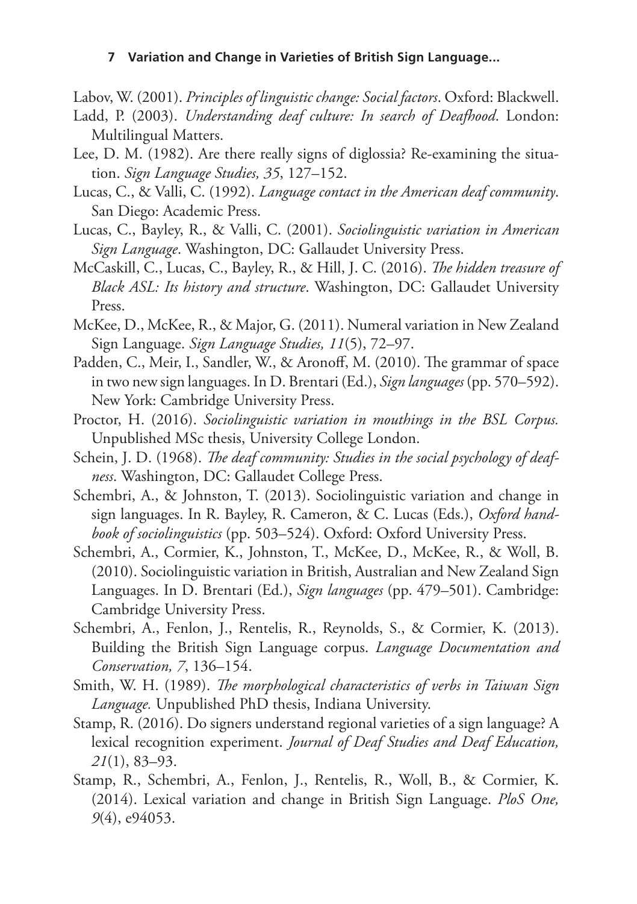Labov, W. (2001). *Principles of linguistic change: Social factors*. Oxford: Blackwell.

Ladd, P. (2003). *Understanding deaf culture: In search of Deafhood*. London: Multilingual Matters.

Lee, D. M. (1982). Are there really signs of diglossia? Re-examining the situation. *Sign Language Studies, 35*, 127–152.

Lucas, C., & Valli, C. (1992). *Language contact in the American deaf community*. San Diego: Academic Press.

Lucas, C., Bayley, R., & Valli, C. (2001). *Sociolinguistic variation in American Sign Language*. Washington, DC: Gallaudet University Press.

McCaskill, C., Lucas, C., Bayley, R., & Hill, J. C. (2016). *The hidden treasure of Black ASL: Its history and structure*. Washington, DC: Gallaudet University Press.

McKee, D., McKee, R., & Major, G. (2011). Numeral variation in New Zealand Sign Language. *Sign Language Studies, 11*(5), 72–97.

Padden, C., Meir, I., Sandler, W., & Aronoff, M. (2010). The grammar of space in two new sign languages. In D. Brentari (Ed.), *Sign languages* (pp. 570–592). New York: Cambridge University Press.

Proctor, H. (2016). *Sociolinguistic variation in mouthings in the BSL Corpus.* Unpublished MSc thesis, University College London.

Schein, J. D. (1968). *The deaf community: Studies in the social psychology of deafness*. Washington, DC: Gallaudet College Press.

Schembri, A., & Johnston, T. (2013). Sociolinguistic variation and change in sign languages. In R. Bayley, R. Cameron, & C. Lucas (Eds.), *Oxford handbook of sociolinguistics* (pp. 503–524). Oxford: Oxford University Press.

Schembri, A., Cormier, K., Johnston, T., McKee, D., McKee, R., & Woll, B. (2010). Sociolinguistic variation in British, Australian and New Zealand Sign Languages. In D. Brentari (Ed.), *Sign languages* (pp. 479–501). Cambridge: Cambridge University Press.

Schembri, A., Fenlon, J., Rentelis, R., Reynolds, S., & Cormier, K. (2013). Building the British Sign Language corpus. *Language Documentation and Conservation, 7*, 136–154.

Smith, W. H. (1989). *The morphological characteristics of verbs in Taiwan Sign Language.* Unpublished PhD thesis, Indiana University.

Stamp, R. (2016). Do signers understand regional varieties of a sign language? A lexical recognition experiment. *Journal of Deaf Studies and Deaf Education, 21*(1), 83–93.

Stamp, R., Schembri, A., Fenlon, J., Rentelis, R., Woll, B., & Cormier, K. (2014). Lexical variation and change in British Sign Language. *PloS One, 9*(4), e94053.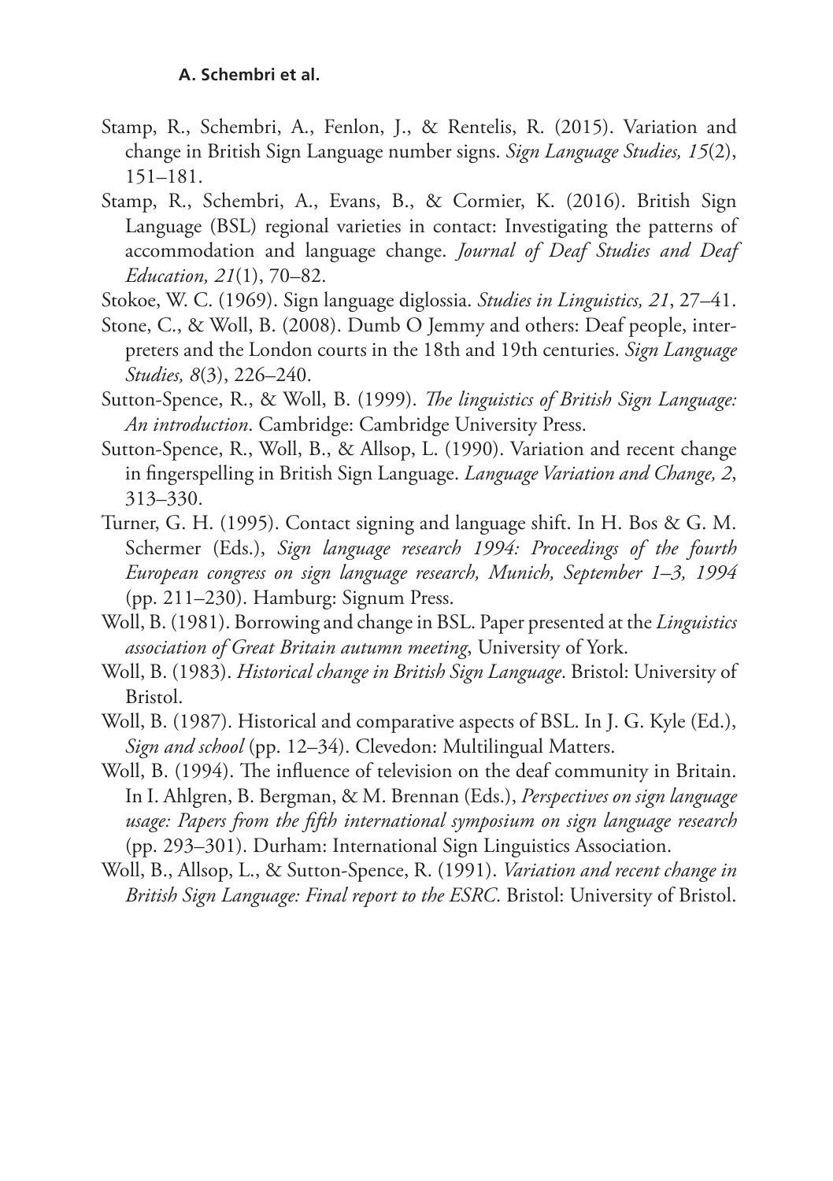Stamp, R., Schembri, A., Fenlon, J., & Rentelis, R. (2015). Variation and change in British Sign Language number signs. *Sign Language Studies, 15*(2), 151–181.

Stamp, R., Schembri, A., Evans, B., & Cormier, K. (2016). British Sign Language (BSL) regional varieties in contact: Investigating the patterns of accommodation and language change. *Journal of Deaf Studies and Deaf Education, 21*(1), 70–82.

Stokoe, W. C. (1969). Sign language diglossia. *Studies in Linguistics, 21*, 27–41.

Stone, C., & Woll, B. (2008). Dumb O Jemmy and others: Deaf people, interpreters and the London courts in the 18th and 19th centuries. *Sign Language Studies, 8*(3), 226–240.

Sutton-Spence, R., & Woll, B. (1999). *The linguistics of British Sign Language: An introduction*. Cambridge: Cambridge University Press.

Sutton-Spence, R., Woll, B., & Allsop, L. (1990). Variation and recent change in fingerspelling in British Sign Language. *Language Variation and Change, 2*, 313–330.

Turner, G. H. (1995). Contact signing and language shift. In H. Bos & G. M. Schermer (Eds.), *Sign language research 1994: Proceedings of the fourth European congress on sign language research, Munich, September 1–3, 1994* (pp. 211–230). Hamburg: Signum Press.

Woll, B. (1981). Borrowing and change in BSL. Paper presented at the *Linguistics association of Great Britain autumn meeting*, University of York.

Woll, B. (1983). *Historical change in British Sign Language*. Bristol: University of Bristol.

Woll, B. (1987). Historical and comparative aspects of BSL. In J. G. Kyle (Ed.), *Sign and school* (pp. 12–34). Clevedon: Multilingual Matters.

Woll, B. (1994). The influence of television on the deaf community in Britain. In I. Ahlgren, B. Bergman, & M. Brennan (Eds.), *Perspectives on sign language usage: Papers from the fifth international symposium on sign language research* (pp. 293–301). Durham: International Sign Linguistics Association.

Woll, B., Allsop, L., & Sutton-Spence, R. (1991). *Variation and recent change in British Sign Language: Final report to the ESRC*. Bristol: University of Bristol.